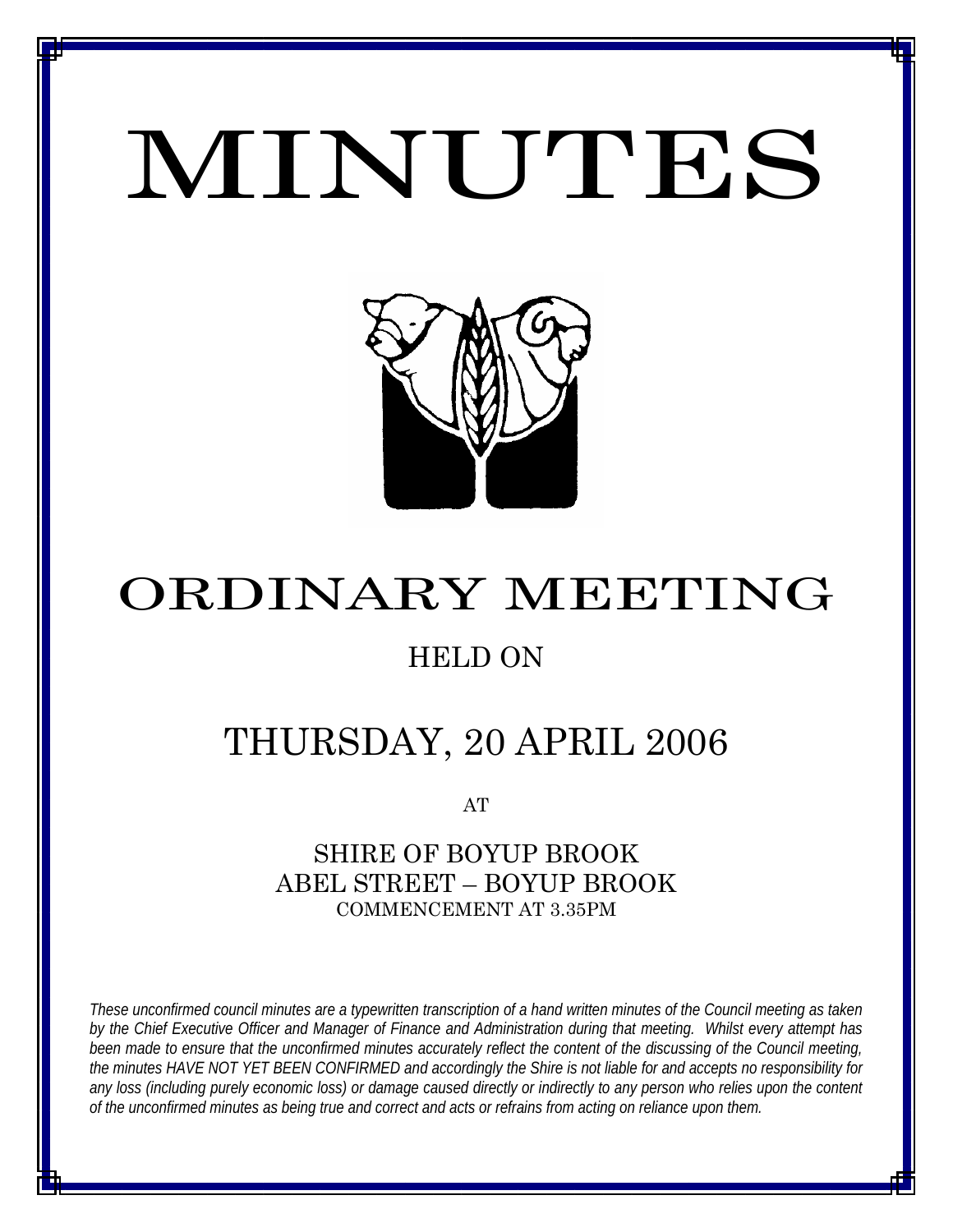# MINUTES

# ORDINARY MEETING

## HELD ON

## THURSDAY, 20 APRIL 2006

AT

SHIRE OF BOYUP BROOK
ABEL STREET – BOYUP BROOK
COMMENCEMENT AT 3.35PM

*These unconfirmed council minutes are a typewritten transcription of a hand written minutes of the Council meeting as taken by the Chief Executive Officer and Manager of Finance and Administration during that meeting. Whilst every attempt has been made to ensure that the unconfirmed minutes accurately reflect the content of the discussing of the Council meeting, the minutes HAVE NOT YET BEEN CONFIRMED and accordingly the Shire is not liable for and accepts no responsibility for any loss (including purely economic loss) or damage caused directly or indirectly to any person who relies upon the content of the unconfirmed minutes as being true and correct and acts or refrains from acting on reliance upon them.*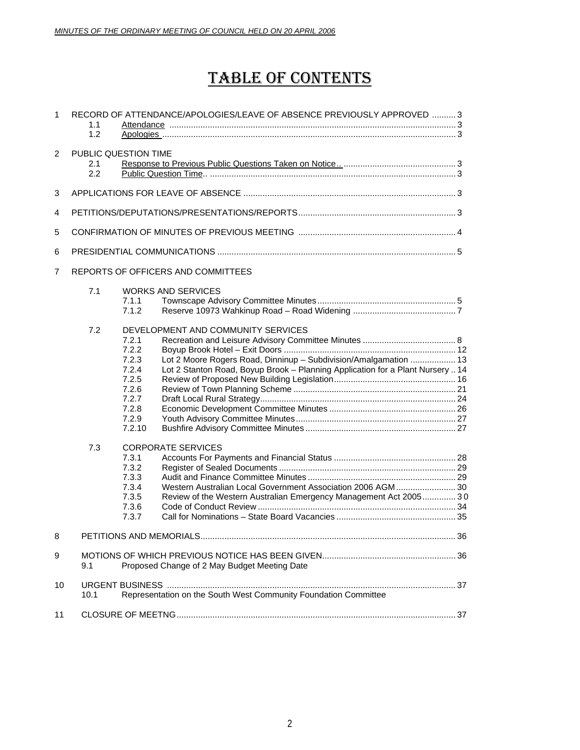# TABLE OF CONTENTS

1 RECORD OF ATTENDANCE/APOLOGIES/LEAVE OF ABSENCE PREVIOUSLY APPROVED .......... 3
- 1.1 Attendance ........ 3
- 1.2 Apologies ........ 3

2 PUBLIC QUESTION TIME
- 2.1 Response to Previous Public Questions Taken on Notice.. ........ 3
- 2.2 Public Question Time.. ........ 3

3 APPLICATIONS FOR LEAVE OF ABSENCE ........ 3

4 PETITIONS/DEPUTATIONS/PRESENTATIONS/REPORTS ........ 3

5 CONFIRMATION OF MINUTES OF PREVIOUS MEETING ........ 4

6 PRESIDENTIAL COMMUNICATIONS ........ 5

7 REPORTS OF OFFICERS AND COMMITTEES

- 7.1 WORKS AND SERVICES
  - 7.1.1 Townscape Advisory Committee Minutes ........ 5
  - 7.1.2 Reserve 10973 Wahkinup Road – Road Widening ........ 7
- 7.2 DEVELOPMENT AND COMMUNITY SERVICES
  - 7.2.1 Recreation and Leisure Advisory Committee Minutes ........ 8
  - 7.2.2 Boyup Brook Hotel – Exit Doors ........ 12
  - 7.2.3 Lot 2 Moore Rogers Road, Dinninup – Subdivision/Amalgamation ........ 13
  - 7.2.4 Lot 2 Stanton Road, Boyup Brook – Planning Application for a Plant Nursery .. 14
  - 7.2.5 Review of Proposed New Building Legislation ........ 16
  - 7.2.6 Review of Town Planning Scheme ........ 21
  - 7.2.7 Draft Local Rural Strategy ........ 24
  - 7.2.8 Economic Development Committee Minutes ........ 26
  - 7.2.9 Youth Advisory Committee Minutes ........ 27
  - 7.2.10 Bushfire Advisory Committee Minutes ........ 27
- 7.3 CORPORATE SERVICES
  - 7.3.1 Accounts For Payments and Financial Status ........ 28
  - 7.3.2 Register of Sealed Documents ........ 29
  - 7.3.3 Audit and Finance Committee Minutes ........ 29
  - 7.3.4 Western Australian Local Government Association 2006 AGM ........ 30
  - 7.3.5 Review of the Western Australian Emergency Management Act 2005 ........ 30
  - 7.3.6 Code of Conduct Review ........ 34
  - 7.3.7 Call for Nominations – State Board Vacancies ........ 35

8 PETITIONS AND MEMORIALS ........ 36

9 MOTIONS OF WHICH PREVIOUS NOTICE HAS BEEN GIVEN ........ 36
- 9.1 Proposed Change of 2 May Budget Meeting Date

10 URGENT BUSINESS ........ 37
- 10.1 Representation on the South West Community Foundation Committee

11 CLOSURE OF MEETNG ........ 37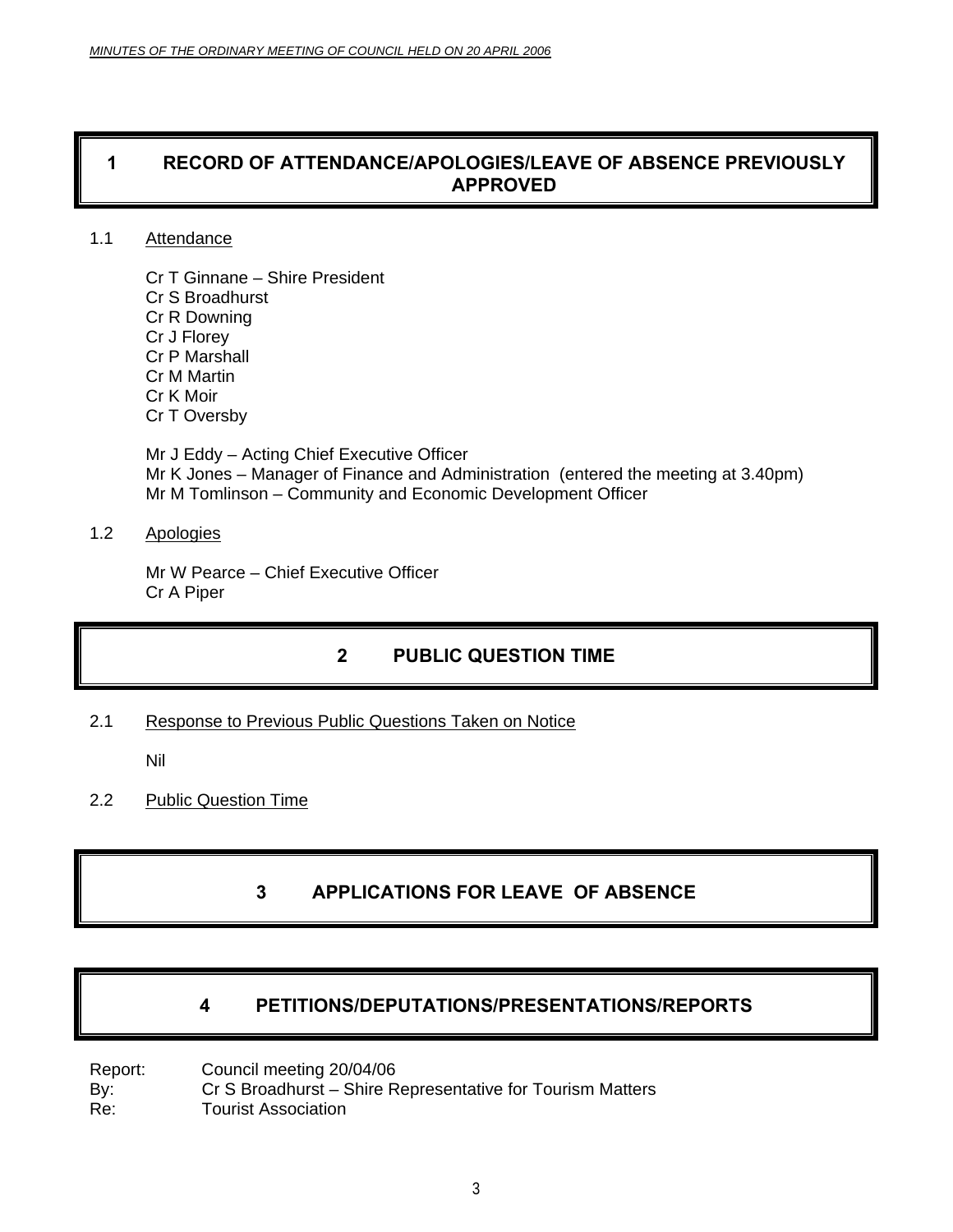# 1 RECORD OF ATTENDANCE/APOLOGIES/LEAVE OF ABSENCE PREVIOUSLY APPROVED

1.1 Attendance

Cr T Ginnane – Shire President
Cr S Broadhurst
Cr R Downing
Cr J Florey
Cr P Marshall
Cr M Martin
Cr K Moir
Cr T Oversby

Mr J Eddy – Acting Chief Executive Officer
Mr K Jones – Manager of Finance and Administration (entered the meeting at 3.40pm)
Mr M Tomlinson – Community and Economic Development Officer

1.2 Apologies

Mr W Pearce – Chief Executive Officer
Cr A Piper

# 2 PUBLIC QUESTION TIME

2.1 Response to Previous Public Questions Taken on Notice

Nil

2.2 Public Question Time

# 3 APPLICATIONS FOR LEAVE OF ABSENCE

# 4 PETITIONS/DEPUTATIONS/PRESENTATIONS/REPORTS

Report: Council meeting 20/04/06
By: Cr S Broadhurst – Shire Representative for Tourism Matters
Re: Tourist Association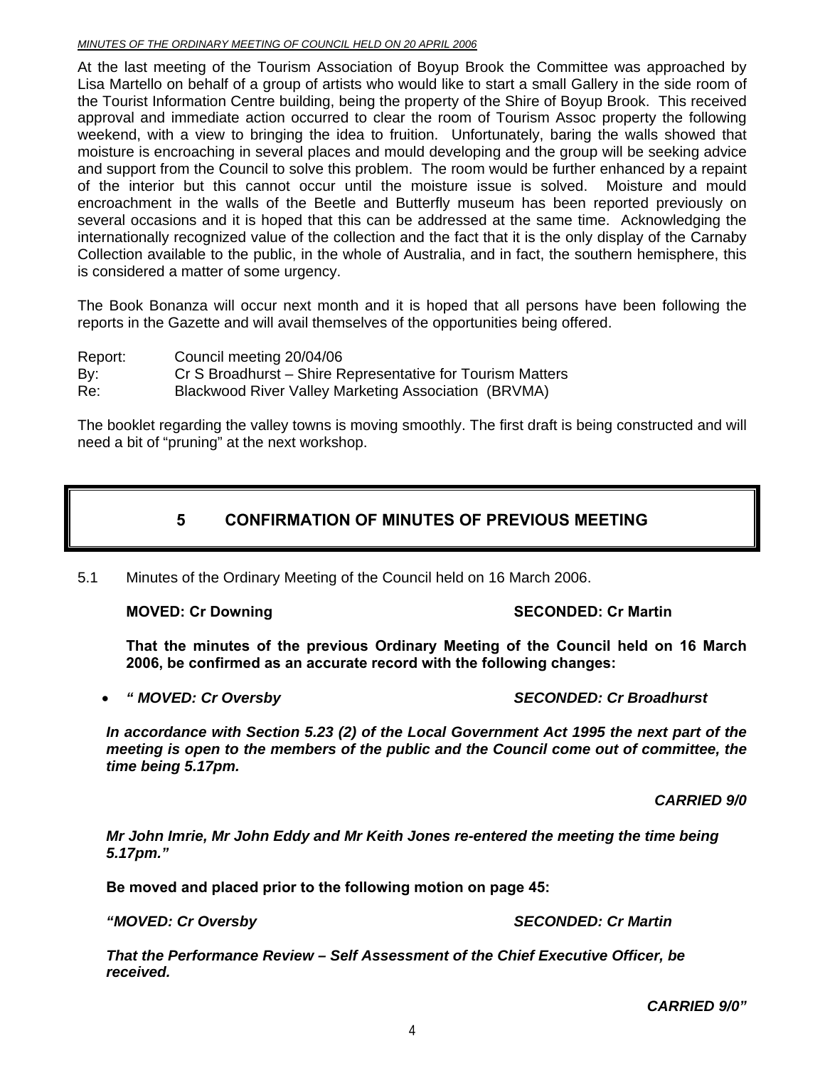At the last meeting of the Tourism Association of Boyup Brook the Committee was approached by Lisa Martello on behalf of a group of artists who would like to start a small Gallery in the side room of the Tourist Information Centre building, being the property of the Shire of Boyup Brook. This received approval and immediate action occurred to clear the room of Tourism Assoc property the following weekend, with a view to bringing the idea to fruition. Unfortunately, baring the walls showed that moisture is encroaching in several places and mould developing and the group will be seeking advice and support from the Council to solve this problem. The room would be further enhanced by a repaint of the interior but this cannot occur until the moisture issue is solved. Moisture and mould encroachment in the walls of the Beetle and Butterfly museum has been reported previously on several occasions and it is hoped that this can be addressed at the same time. Acknowledging the internationally recognized value of the collection and the fact that it is the only display of the Carnaby Collection available to the public, in the whole of Australia, and in fact, the southern hemisphere, this is considered a matter of some urgency.

The Book Bonanza will occur next month and it is hoped that all persons have been following the reports in the Gazette and will avail themselves of the opportunities being offered.

Report: Council meeting 20/04/06
By: Cr S Broadhurst – Shire Representative for Tourism Matters
Re: Blackwood River Valley Marketing Association (BRVMA)

The booklet regarding the valley towns is moving smoothly. The first draft is being constructed and will need a bit of "pruning" at the next workshop.

# 5 CONFIRMATION OF MINUTES OF PREVIOUS MEETING

5.1 Minutes of the Ordinary Meeting of the Council held on 16 March 2006.

**MOVED: Cr Downing SECONDED: Cr Martin**

**That the minutes of the previous Ordinary Meeting of the Council held on 16 March 2006, be confirmed as an accurate record with the following changes:**

- ***" MOVED: Cr Oversby SECONDED: Cr Broadhurst***

***In accordance with Section 5.23 (2) of the Local Government Act 1995 the next part of the meeting is open to the members of the public and the Council come out of committee, the time being 5.17pm.***

***CARRIED 9/0***

***Mr John Imrie, Mr John Eddy and Mr Keith Jones re-entered the meeting the time being 5.17pm."***

**Be moved and placed prior to the following motion on page 45:**

***"MOVED: Cr Oversby SECONDED: Cr Martin***

***That the Performance Review – Self Assessment of the Chief Executive Officer, be received.***

***CARRIED 9/0"***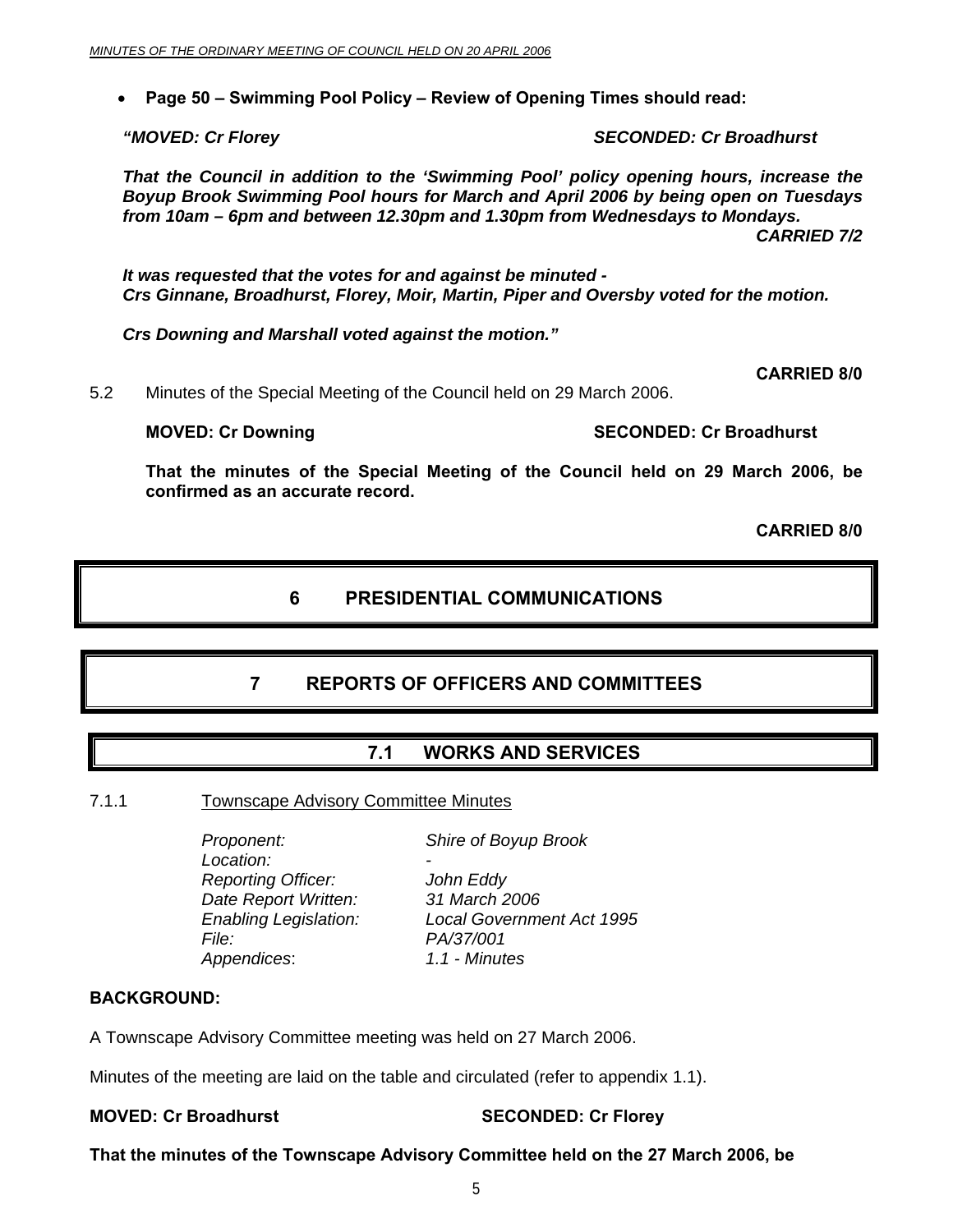- **Page 50 – Swimming Pool Policy – Review of Opening Times should read:**

  ***"MOVED: Cr Florey SECONDED: Cr Broadhurst***

  ***That the Council in addition to the 'Swimming Pool' policy opening hours, increase the Boyup Brook Swimming Pool hours for March and April 2006 by being open on Tuesdays from 10am – 6pm and between 12.30pm and 1.30pm from Wednesdays to Mondays.***

  ***CARRIED 7/2***

  ***It was requested that the votes for and against be minuted -***
  ***Crs Ginnane, Broadhurst, Florey, Moir, Martin, Piper and Oversby voted for the motion.***

  ***Crs Downing and Marshall voted against the motion."***

**CARRIED 8/0**

5.2 Minutes of the Special Meeting of the Council held on 29 March 2006.

**MOVED: Cr Downing SECONDED: Cr Broadhurst**

**That the minutes of the Special Meeting of the Council held on 29 March 2006, be confirmed as an accurate record.**

**CARRIED 8/0**

# 6 PRESIDENTIAL COMMUNICATIONS

# 7 REPORTS OF OFFICERS AND COMMITTEES

## 7.1 WORKS AND SERVICES

### 7.1.1 Townscape Advisory Committee Minutes

*Proponent:* *Shire of Boyup Brook*
*Location:* *-*
*Reporting Officer:* *John Eddy*
*Date Report Written:* *31 March 2006*
*Enabling Legislation:* *Local Government Act 1995*
*File:* *PA/37/001*
*Appendices*: *1.1 - Minutes*

**BACKGROUND:**

A Townscape Advisory Committee meeting was held on 27 March 2006.

Minutes of the meeting are laid on the table and circulated (refer to appendix 1.1).

**MOVED: Cr Broadhurst SECONDED: Cr Florey**

**That the minutes of the Townscape Advisory Committee held on the 27 March 2006, be**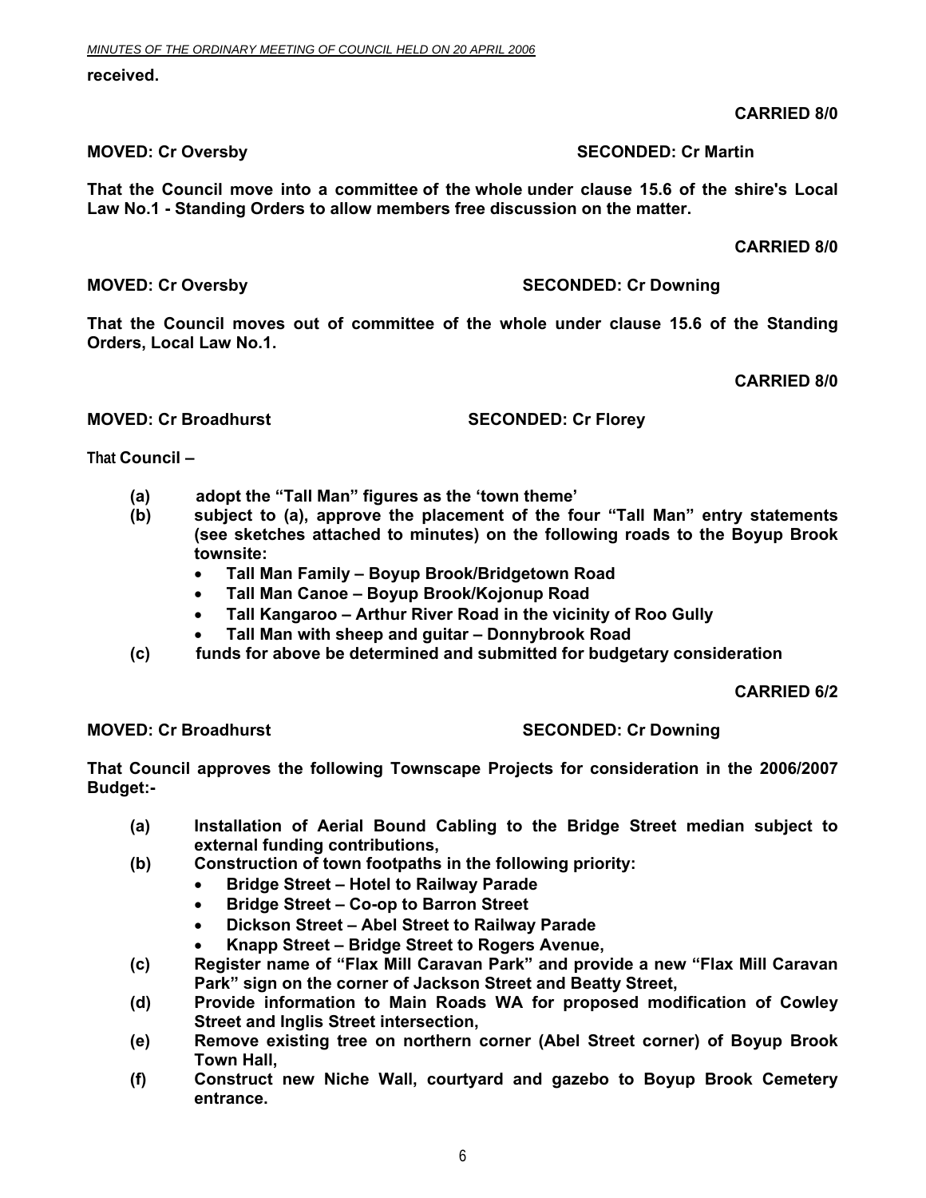**received.**

**CARRIED 8/0**

**MOVED: Cr Oversby SECONDED: Cr Martin**

**That the Council move into a committee of the whole under clause 15.6 of the shire's Local Law No.1 - Standing Orders to allow members free discussion on the matter.**

**CARRIED 8/0**

**MOVED: Cr Oversby SECONDED: Cr Downing**

**That the Council moves out of committee of the whole under clause 15.6 of the Standing Orders, Local Law No.1.**

**CARRIED 8/0**

**MOVED: Cr Broadhurst SECONDED: Cr Florey**

**That Council –**

**(a) adopt the "Tall Man" figures as the 'town theme'**

**(b) subject to (a), approve the placement of the four "Tall Man" entry statements (see sketches attached to minutes) on the following roads to the Boyup Brook townsite:**

- **Tall Man Family – Boyup Brook/Bridgetown Road**
- **Tall Man Canoe – Boyup Brook/Kojonup Road**
- **Tall Kangaroo – Arthur River Road in the vicinity of Roo Gully**
- **Tall Man with sheep and guitar – Donnybrook Road**

**(c) funds for above be determined and submitted for budgetary consideration**

**CARRIED 6/2**

**MOVED: Cr Broadhurst SECONDED: Cr Downing**

**That Council approves the following Townscape Projects for consideration in the 2006/2007 Budget:-**

**(a) Installation of Aerial Bound Cabling to the Bridge Street median subject to external funding contributions,**

**(b) Construction of town footpaths in the following priority:**

- **Bridge Street – Hotel to Railway Parade**
- **Bridge Street – Co-op to Barron Street**
- **Dickson Street – Abel Street to Railway Parade**
- **Knapp Street – Bridge Street to Rogers Avenue,**

**(c) Register name of "Flax Mill Caravan Park" and provide a new "Flax Mill Caravan Park" sign on the corner of Jackson Street and Beatty Street,**

**(d) Provide information to Main Roads WA for proposed modification of Cowley Street and Inglis Street intersection,**

**(e) Remove existing tree on northern corner (Abel Street corner) of Boyup Brook Town Hall,**

**(f) Construct new Niche Wall, courtyard and gazebo to Boyup Brook Cemetery entrance.**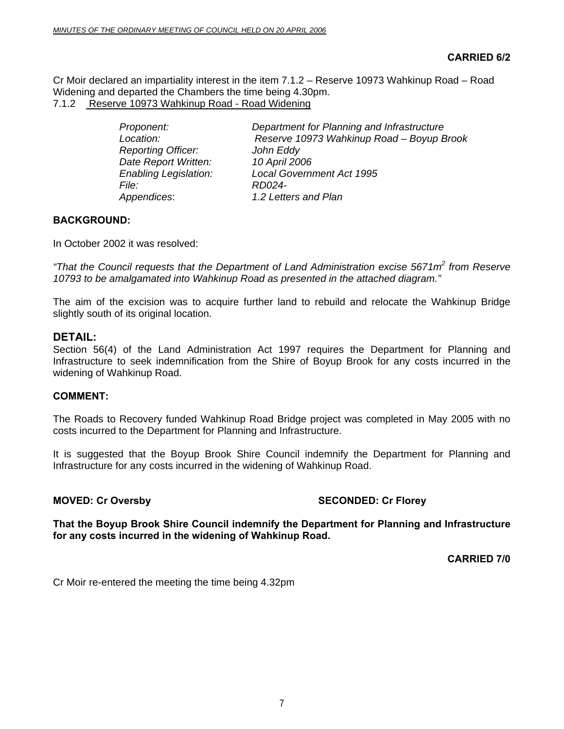**CARRIED 6/2**

Cr Moir declared an impartiality interest in the item 7.1.2 – Reserve 10973 Wahkinup Road – Road Widening and departed the Chambers the time being 4.30pm.

7.1.2 Reserve 10973 Wahkinup Road - Road Widening

| | |
|---|---|
| *Proponent:* | *Department for Planning and Infrastructure* |
| *Location:* | *Reserve 10973 Wahkinup Road – Boyup Brook* |
| *Reporting Officer:* | *John Eddy* |
| *Date Report Written:* | *10 April 2006* |
| *Enabling Legislation:* | *Local Government Act 1995* |
| *File:* | *RD024-* |
| *Appendices*: | *1.2 Letters and Plan* |

**BACKGROUND:**

In October 2002 it was resolved:

*"That the Council requests that the Department of Land Administration excise 5671m$^2$ from Reserve 10793 to be amalgamated into Wahkinup Road as presented in the attached diagram."*

The aim of the excision was to acquire further land to rebuild and relocate the Wahkinup Bridge slightly south of its original location.

## DETAIL:

Section 56(4) of the Land Administration Act 1997 requires the Department for Planning and Infrastructure to seek indemnification from the Shire of Boyup Brook for any costs incurred in the widening of Wahkinup Road.

**COMMENT:**

The Roads to Recovery funded Wahkinup Road Bridge project was completed in May 2005 with no costs incurred to the Department for Planning and Infrastructure.

It is suggested that the Boyup Brook Shire Council indemnify the Department for Planning and Infrastructure for any costs incurred in the widening of Wahkinup Road.

**MOVED: Cr Oversby** **SECONDED: Cr Florey**

**That the Boyup Brook Shire Council indemnify the Department for Planning and Infrastructure for any costs incurred in the widening of Wahkinup Road.**

**CARRIED 7/0**

Cr Moir re-entered the meeting the time being 4.32pm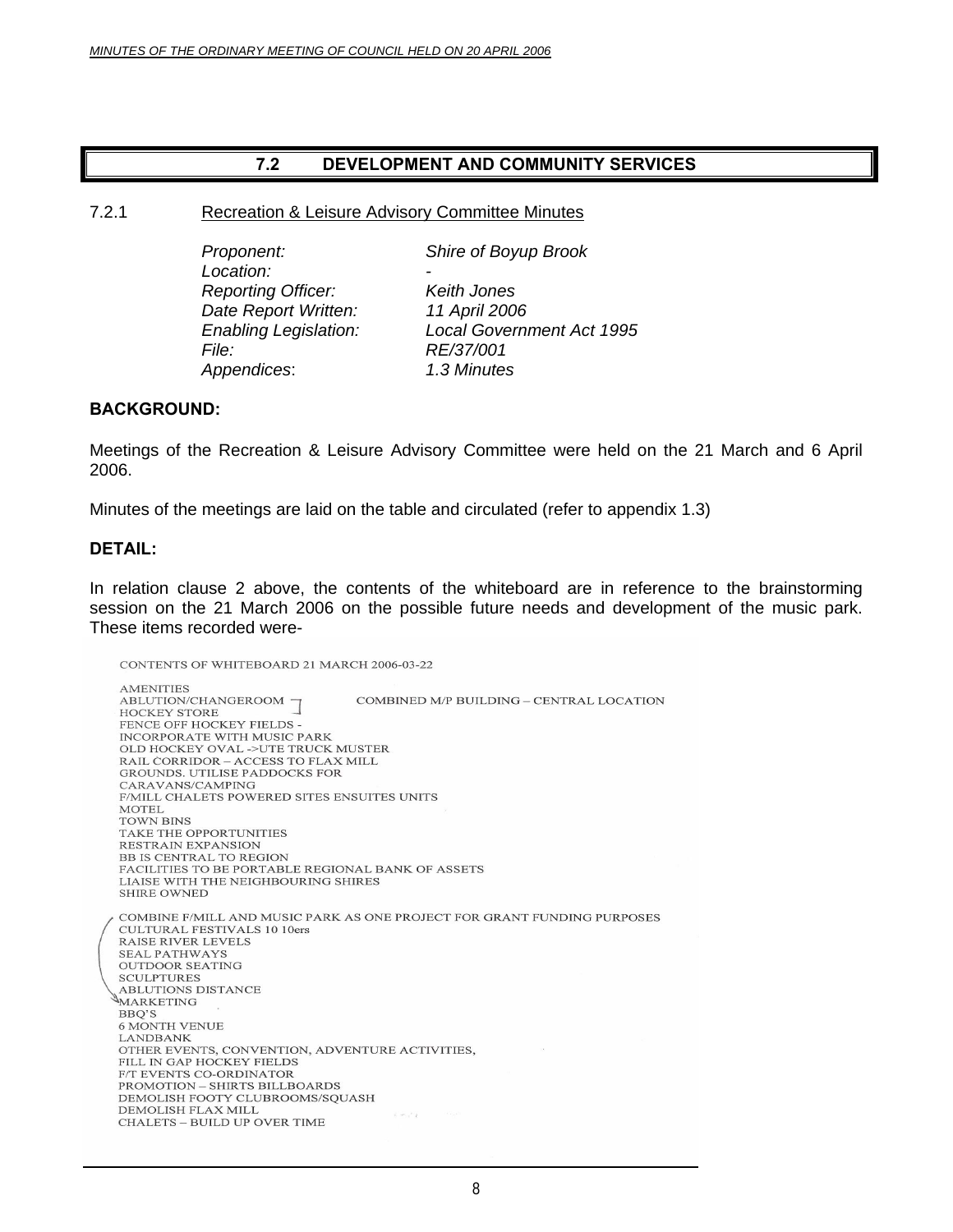## 7.2 DEVELOPMENT AND COMMUNITY SERVICES

7.2.1 Recreation & Leisure Advisory Committee Minutes

*Proponent:* *Shire of Boyup Brook*
*Location:* -
*Reporting Officer:* *Keith Jones*
*Date Report Written:* *11 April 2006*
*Enabling Legislation:* *Local Government Act 1995*
*File:* *RE/37/001*
*Appendices*: *1.3 Minutes*

**BACKGROUND:**

Meetings of the Recreation & Leisure Advisory Committee were held on the 21 March and 6 April 2006.

Minutes of the meetings are laid on the table and circulated (refer to appendix 1.3)

**DETAIL:**

In relation clause 2 above, the contents of the whiteboard are in reference to the brainstorming session on the 21 March 2006 on the possible future needs and development of the music park. These items recorded were-

CONTENTS OF WHITEBOARD 21 MARCH 2006-03-22

AMENITIES
ABLUTION/CHANGEROOM
HOCKEY STORE — COMBINED M/P BUILDING – CENTRAL LOCATION
FENCE OFF HOCKEY FIELDS -
INCORPORATE WITH MUSIC PARK
OLD HOCKEY OVAL ->UTE TRUCK MUSTER
RAIL CORRIDOR – ACCESS TO FLAX MILL
GROUNDS. UTILISE PADDOCKS FOR
CARAVANS/CAMPING
F/MILL CHALETS POWERED SITES ENSUITES UNITS
MOTEL
TOWN BINS
TAKE THE OPPORTUNITIES
RESTRAIN EXPANSION
BB IS CENTRAL TO REGION
FACILITIES TO BE PORTABLE REGIONAL BANK OF ASSETS
LIAISE WITH THE NEIGHBOURING SHIRES
SHIRE OWNED

COMBINE F/MILL AND MUSIC PARK AS ONE PROJECT FOR GRANT FUNDING PURPOSES
CULTURAL FESTIVALS 10 10ers
RAISE RIVER LEVELS
SEAL PATHWAYS
OUTDOOR SEATING
SCULPTURES
ABLUTIONS DISTANCE
MARKETING
BBQ'S
6 MONTH VENUE
LANDBANK
OTHER EVENTS, CONVENTION, ADVENTURE ACTIVITIES,
FILL IN GAP HOCKEY FIELDS
F/T EVENTS CO-ORDINATOR
PROMOTION – SHIRTS BILLBOARDS
DEMOLISH FOOTY CLUBROOMS/SQUASH
DEMOLISH FLAX MILL
CHALETS – BUILD UP OVER TIME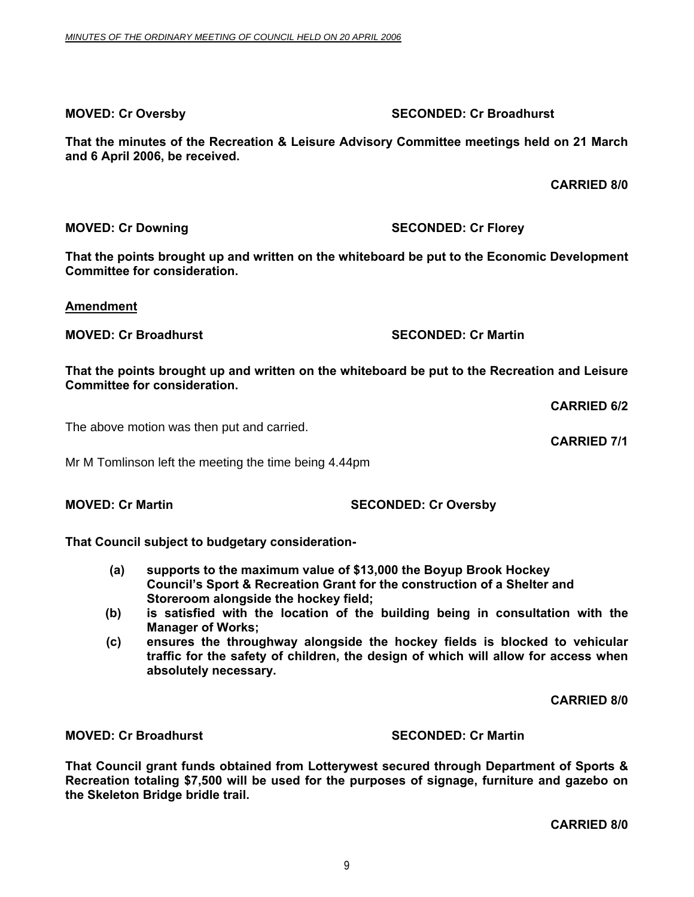**MOVED: Cr Oversby SECONDED: Cr Broadhurst**

**That the minutes of the Recreation & Leisure Advisory Committee meetings held on 21 March and 6 April 2006, be received.**

**CARRIED 8/0**

**MOVED: Cr Downing SECONDED: Cr Florey**

**That the points brought up and written on the whiteboard be put to the Economic Development Committee for consideration.**

**Amendment**

**MOVED: Cr Broadhurst SECONDED: Cr Martin**

**That the points brought up and written on the whiteboard be put to the Recreation and Leisure Committee for consideration.**

**CARRIED 6/2**

The above motion was then put and carried.

**CARRIED 7/1**

Mr M Tomlinson left the meeting the time being 4.44pm

**MOVED: Cr Martin SECONDED: Cr Oversby**

**That Council subject to budgetary consideration-**

- **(a) supports to the maximum value of $13,000 the Boyup Brook Hockey Council's Sport & Recreation Grant for the construction of a Shelter and Storeroom alongside the hockey field;**
- **(b) is satisfied with the location of the building being in consultation with the Manager of Works;**
- **(c) ensures the throughway alongside the hockey fields is blocked to vehicular traffic for the safety of children, the design of which will allow for access when absolutely necessary.**

**CARRIED 8/0**

**MOVED: Cr Broadhurst SECONDED: Cr Martin**

**That Council grant funds obtained from Lotterywest secured through Department of Sports & Recreation totaling $7,500 will be used for the purposes of signage, furniture and gazebo on the Skeleton Bridge bridle trail.**

**CARRIED 8/0**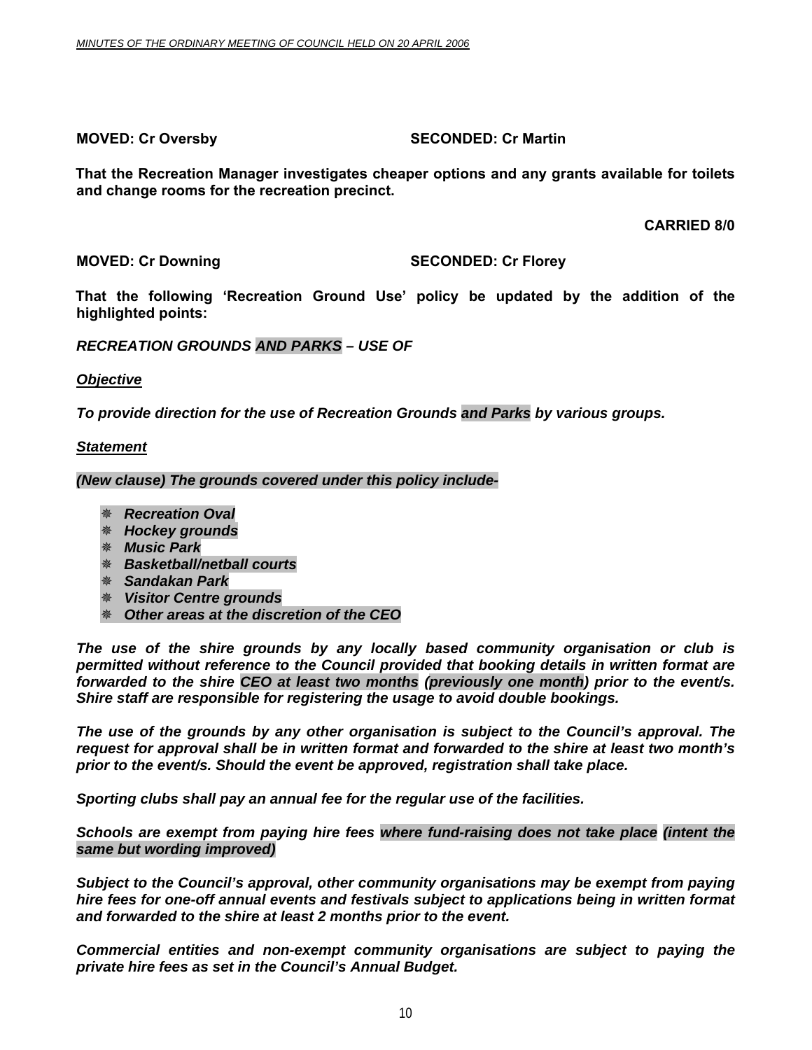**MOVED: Cr Oversby SECONDED: Cr Martin**

**That the Recreation Manager investigates cheaper options and any grants available for toilets and change rooms for the recreation precinct.**

**CARRIED 8/0**

**MOVED: Cr Downing SECONDED: Cr Florey**

**That the following 'Recreation Ground Use' policy be updated by the addition of the highlighted points:**

***RECREATION GROUNDS AND PARKS – USE OF***

***Objective***

***To provide direction for the use of Recreation Grounds and Parks by various groups.***

***Statement***

***(New clause) The grounds covered under this policy include-***

- ***Recreation Oval***
- ***Hockey grounds***
- ***Music Park***
- ***Basketball/netball courts***
- ***Sandakan Park***
- ***Visitor Centre grounds***
- ***Other areas at the discretion of the CEO***

***The use of the shire grounds by any locally based community organisation or club is permitted without reference to the Council provided that booking details in written format are forwarded to the shire CEO at least two months (previously one month) prior to the event/s. Shire staff are responsible for registering the usage to avoid double bookings.***

***The use of the grounds by any other organisation is subject to the Council's approval. The request for approval shall be in written format and forwarded to the shire at least two month's prior to the event/s. Should the event be approved, registration shall take place.***

***Sporting clubs shall pay an annual fee for the regular use of the facilities.***

***Schools are exempt from paying hire fees where fund-raising does not take place (intent the same but wording improved)***

***Subject to the Council's approval, other community organisations may be exempt from paying hire fees for one-off annual events and festivals subject to applications being in written format and forwarded to the shire at least 2 months prior to the event.***

***Commercial entities and non-exempt community organisations are subject to paying the private hire fees as set in the Council's Annual Budget.***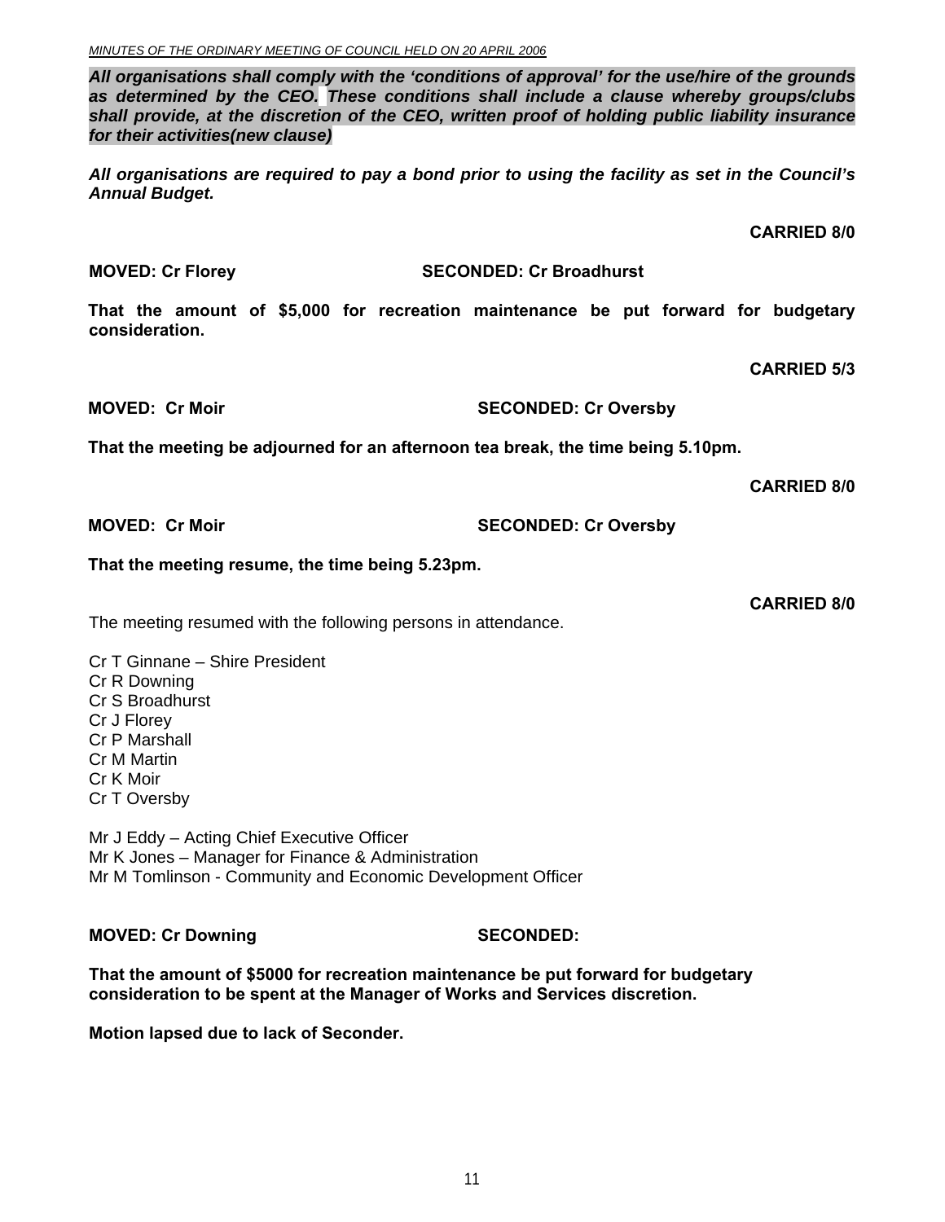***All organisations shall comply with the 'conditions of approval' for the use/hire of the grounds as determined by the CEO. These conditions shall include a clause whereby groups/clubs shall provide, at the discretion of the CEO, written proof of holding public liability insurance for their activities(new clause)***

***All organisations are required to pay a bond prior to using the facility as set in the Council's Annual Budget.***

**CARRIED 8/0**

**MOVED: Cr Florey SECONDED: Cr Broadhurst**

**That the amount of $5,000 for recreation maintenance be put forward for budgetary consideration.**

**CARRIED 5/3**

**MOVED: Cr Moir SECONDED: Cr Oversby**

**That the meeting be adjourned for an afternoon tea break, the time being 5.10pm.**

**CARRIED 8/0**

**MOVED: Cr Moir SECONDED: Cr Oversby**

**That the meeting resume, the time being 5.23pm.**

**CARRIED 8/0**

The meeting resumed with the following persons in attendance.

Cr T Ginnane – Shire President
Cr R Downing
Cr S Broadhurst
Cr J Florey
Cr P Marshall
Cr M Martin
Cr K Moir
Cr T Oversby

Mr J Eddy – Acting Chief Executive Officer
Mr K Jones – Manager for Finance & Administration
Mr M Tomlinson - Community and Economic Development Officer

**MOVED: Cr Downing SECONDED:**

**That the amount of $5000 for recreation maintenance be put forward for budgetary consideration to be spent at the Manager of Works and Services discretion.**

**Motion lapsed due to lack of Seconder.**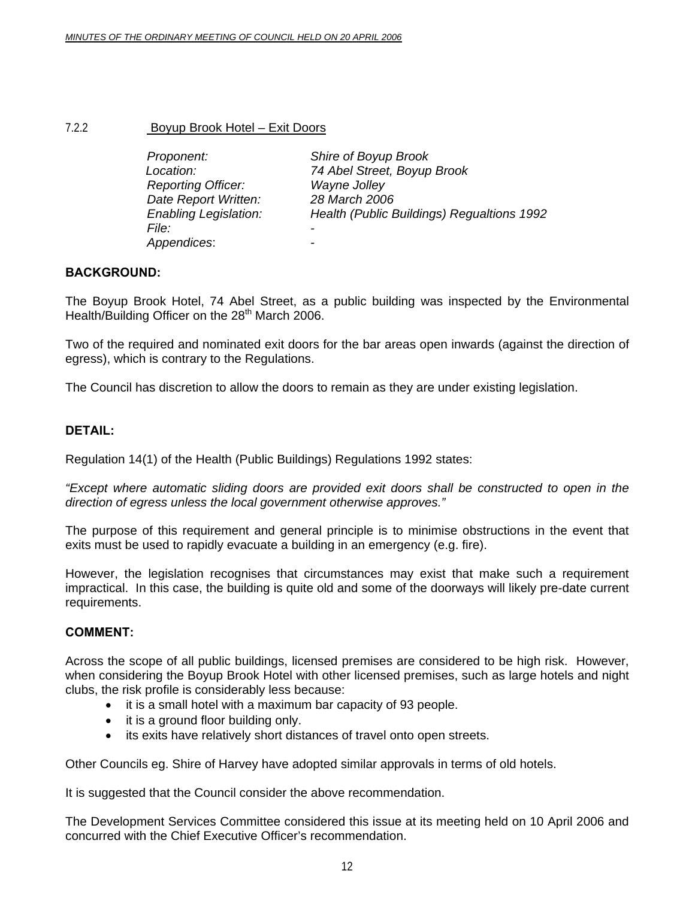### 7.2.2 Boyup Brook Hotel – Exit Doors

*Proponent:* *Shire of Boyup Brook*
*Location:* *74 Abel Street, Boyup Brook*
*Reporting Officer:* *Wayne Jolley*
*Date Report Written:* *28 March 2006*
*Enabling Legislation:* *Health (Public Buildings) Regualtions 1992*
*File:* -
*Appendices*: -

**BACKGROUND:**

The Boyup Brook Hotel, 74 Abel Street, as a public building was inspected by the Environmental Health/Building Officer on the 28th March 2006.

Two of the required and nominated exit doors for the bar areas open inwards (against the direction of egress), which is contrary to the Regulations.

The Council has discretion to allow the doors to remain as they are under existing legislation.

**DETAIL:**

Regulation 14(1) of the Health (Public Buildings) Regulations 1992 states:

*"Except where automatic sliding doors are provided exit doors shall be constructed to open in the direction of egress unless the local government otherwise approves."*

The purpose of this requirement and general principle is to minimise obstructions in the event that exits must be used to rapidly evacuate a building in an emergency (e.g. fire).

However, the legislation recognises that circumstances may exist that make such a requirement impractical. In this case, the building is quite old and some of the doorways will likely pre-date current requirements.

**COMMENT:**

Across the scope of all public buildings, licensed premises are considered to be high risk. However, when considering the Boyup Brook Hotel with other licensed premises, such as large hotels and night clubs, the risk profile is considerably less because:

- it is a small hotel with a maximum bar capacity of 93 people.
- it is a ground floor building only.
- its exits have relatively short distances of travel onto open streets.

Other Councils eg. Shire of Harvey have adopted similar approvals in terms of old hotels.

It is suggested that the Council consider the above recommendation.

The Development Services Committee considered this issue at its meeting held on 10 April 2006 and concurred with the Chief Executive Officer's recommendation.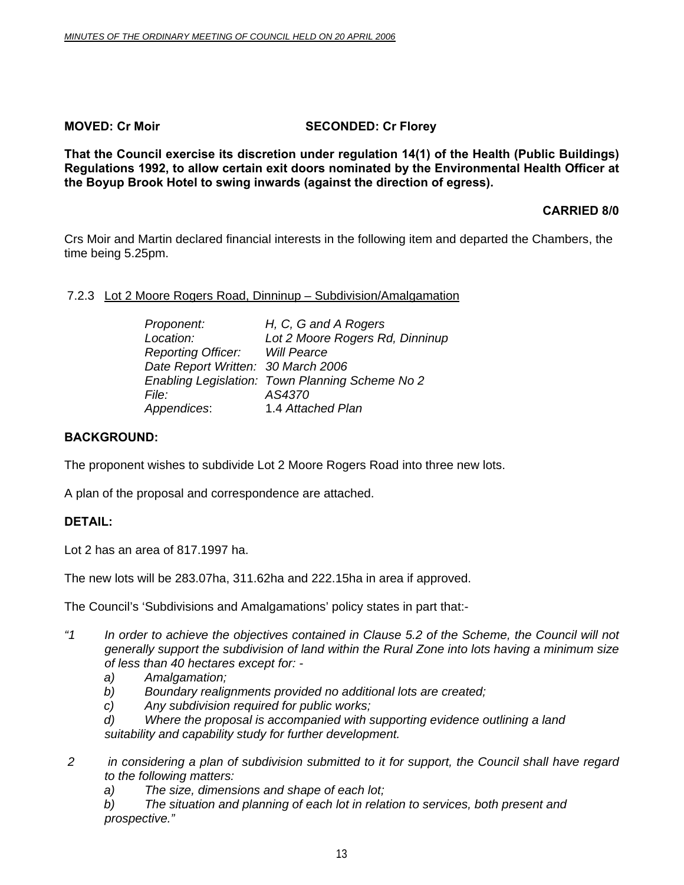**MOVED: Cr Moir SECONDED: Cr Florey**

**That the Council exercise its discretion under regulation 14(1) of the Health (Public Buildings) Regulations 1992, to allow certain exit doors nominated by the Environmental Health Officer at the Boyup Brook Hotel to swing inwards (against the direction of egress).**

**CARRIED 8/0**

Crs Moir and Martin declared financial interests in the following item and departed the Chambers, the time being 5.25pm.

7.2.3 Lot 2 Moore Rogers Road, Dinninup – Subdivision/Amalgamation

*Proponent:* *H, C, G and A Rogers*
*Location:* *Lot 2 Moore Rogers Rd, Dinninup*
*Reporting Officer:* *Will Pearce*
*Date Report Written:* *30 March 2006*
*Enabling Legislation:* *Town Planning Scheme No 2*
*File:* *AS4370*
*Appendices*: 1.4 *Attached Plan*

**BACKGROUND:**

The proponent wishes to subdivide Lot 2 Moore Rogers Road into three new lots.

A plan of the proposal and correspondence are attached.

**DETAIL:**

Lot 2 has an area of 817.1997 ha.

The new lots will be 283.07ha, 311.62ha and 222.15ha in area if approved.

The Council's 'Subdivisions and Amalgamations' policy states in part that:-

*"1 In order to achieve the objectives contained in Clause 5.2 of the Scheme, the Council will not generally support the subdivision of land within the Rural Zone into lots having a minimum size of less than 40 hectares except for: -*
*a) Amalgamation;*
*b) Boundary realignments provided no additional lots are created;*
*c) Any subdivision required for public works;*
*d) Where the proposal is accompanied with supporting evidence outlining a land suitability and capability study for further development.*

*2 in considering a plan of subdivision submitted to it for support, the Council shall have regard to the following matters:*
*a) The size, dimensions and shape of each lot;*
*b) The situation and planning of each lot in relation to services, both present and prospective."*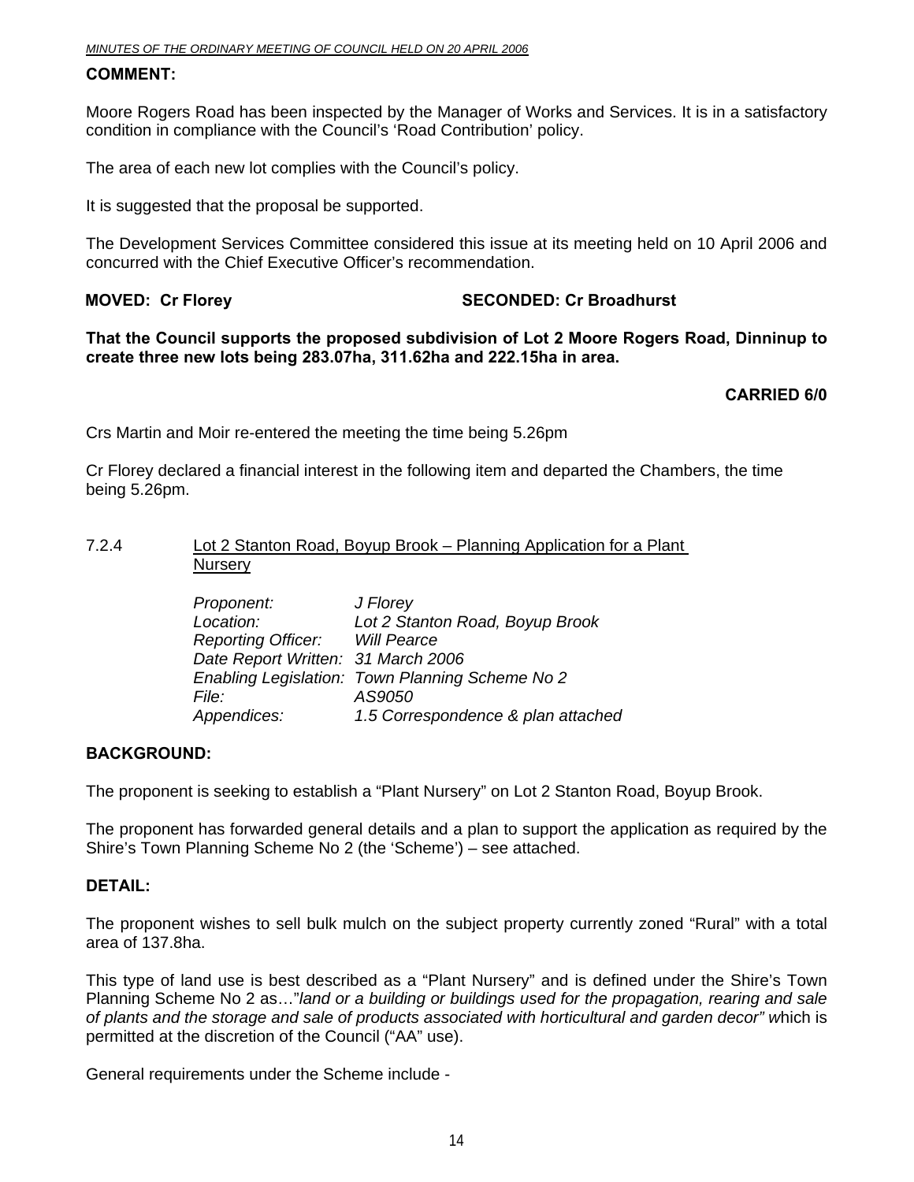**COMMENT:**

Moore Rogers Road has been inspected by the Manager of Works and Services. It is in a satisfactory condition in compliance with the Council's 'Road Contribution' policy.

The area of each new lot complies with the Council's policy.

It is suggested that the proposal be supported.

The Development Services Committee considered this issue at its meeting held on 10 April 2006 and concurred with the Chief Executive Officer's recommendation.

**MOVED: Cr Florey** **SECONDED: Cr Broadhurst**

**That the Council supports the proposed subdivision of Lot 2 Moore Rogers Road, Dinninup to create three new lots being 283.07ha, 311.62ha and 222.15ha in area.**

**CARRIED 6/0**

Crs Martin and Moir re-entered the meeting the time being 5.26pm

Cr Florey declared a financial interest in the following item and departed the Chambers, the time being 5.26pm.

### 7.2.4 Lot 2 Stanton Road, Boyup Brook – Planning Application for a Plant Nursery

*Proponent:* *J Florey*
*Location:* *Lot 2 Stanton Road, Boyup Brook*
*Reporting Officer:* *Will Pearce*
*Date Report Written:* *31 March 2006*
*Enabling Legislation:* *Town Planning Scheme No 2*
*File:* *AS9050*
*Appendices:* *1.5 Correspondence & plan attached*

**BACKGROUND:**

The proponent is seeking to establish a "Plant Nursery" on Lot 2 Stanton Road, Boyup Brook.

The proponent has forwarded general details and a plan to support the application as required by the Shire's Town Planning Scheme No 2 (the 'Scheme') – see attached.

**DETAIL:**

The proponent wishes to sell bulk mulch on the subject property currently zoned "Rural" with a total area of 137.8ha.

This type of land use is best described as a "Plant Nursery" and is defined under the Shire's Town Planning Scheme No 2 as…"*land or a building or buildings used for the propagation, rearing and sale of plants and the storage and sale of products associated with horticultural and garden decor"* which is permitted at the discretion of the Council ("AA" use).

General requirements under the Scheme include -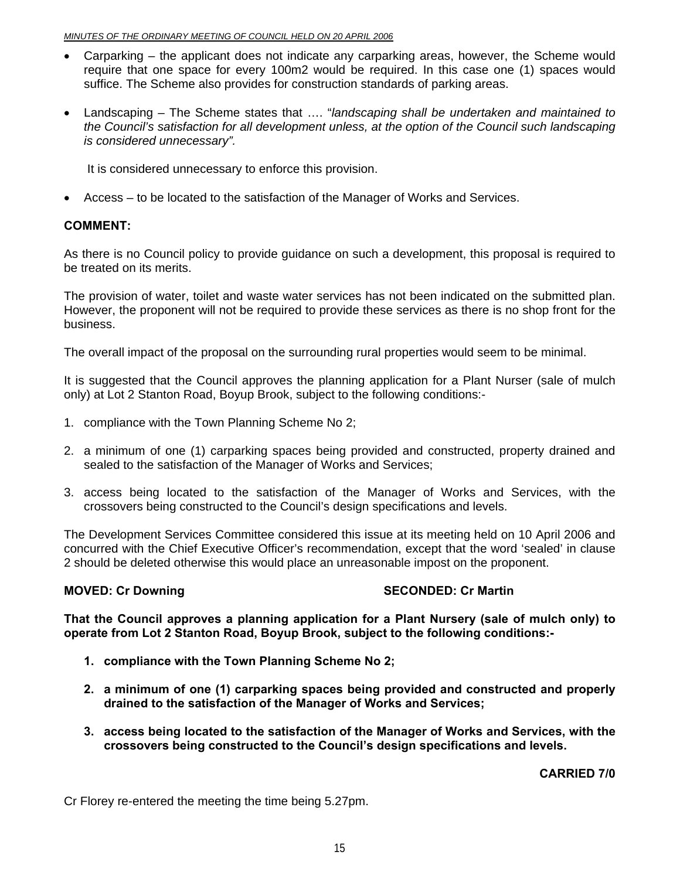- Carparking – the applicant does not indicate any carparking areas, however, the Scheme would require that one space for every 100m2 would be required. In this case one (1) spaces would suffice. The Scheme also provides for construction standards of parking areas.

- Landscaping – The Scheme states that …. "*landscaping shall be undertaken and maintained to the Council's satisfaction for all development unless, at the option of the Council such landscaping is considered unnecessary".*

  It is considered unnecessary to enforce this provision.

- Access – to be located to the satisfaction of the Manager of Works and Services.

**COMMENT:**

As there is no Council policy to provide guidance on such a development, this proposal is required to be treated on its merits.

The provision of water, toilet and waste water services has not been indicated on the submitted plan. However, the proponent will not be required to provide these services as there is no shop front for the business.

The overall impact of the proposal on the surrounding rural properties would seem to be minimal.

It is suggested that the Council approves the planning application for a Plant Nurser (sale of mulch only) at Lot 2 Stanton Road, Boyup Brook, subject to the following conditions:-

1. compliance with the Town Planning Scheme No 2;

2. a minimum of one (1) carparking spaces being provided and constructed, property drained and sealed to the satisfaction of the Manager of Works and Services;

3. access being located to the satisfaction of the Manager of Works and Services, with the crossovers being constructed to the Council's design specifications and levels.

The Development Services Committee considered this issue at its meeting held on 10 April 2006 and concurred with the Chief Executive Officer's recommendation, except that the word 'sealed' in clause 2 should be deleted otherwise this would place an unreasonable impost on the proponent.

**MOVED: Cr Downing SECONDED: Cr Martin**

**That the Council approves a planning application for a Plant Nursery (sale of mulch only) to operate from Lot 2 Stanton Road, Boyup Brook, subject to the following conditions:-**

1. **compliance with the Town Planning Scheme No 2;**

2. **a minimum of one (1) carparking spaces being provided and constructed and properly drained to the satisfaction of the Manager of Works and Services;**

3. **access being located to the satisfaction of the Manager of Works and Services, with the crossovers being constructed to the Council's design specifications and levels.**

**CARRIED 7/0**

Cr Florey re-entered the meeting the time being 5.27pm.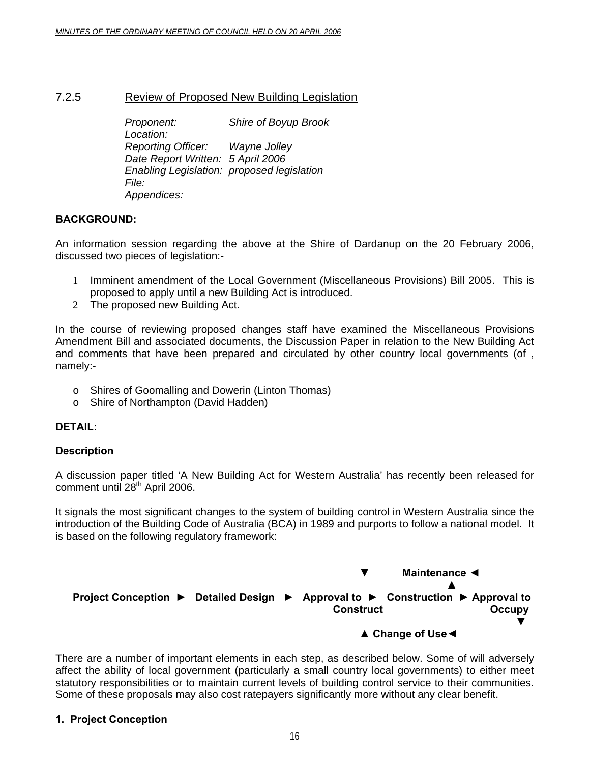## 7.2.5 Review of Proposed New Building Legislation

*Proponent:* *Shire of Boyup Brook*
*Location:*
*Reporting Officer:* *Wayne Jolley*
*Date Report Written:* *5 April 2006*
*Enabling Legislation:* *proposed legislation*
*File:*
*Appendices:*

**BACKGROUND:**

An information session regarding the above at the Shire of Dardanup on the 20 February 2006, discussed two pieces of legislation:-

1. Imminent amendment of the Local Government (Miscellaneous Provisions) Bill 2005. This is proposed to apply until a new Building Act is introduced.
2. The proposed new Building Act.

In the course of reviewing proposed changes staff have examined the Miscellaneous Provisions Amendment Bill and associated documents, the Discussion Paper in relation to the New Building Act and comments that have been prepared and circulated by other country local governments (of , namely:-

- Shires of Goomalling and Dowerin (Linton Thomas)
- Shire of Northampton (David Hadden)

**DETAIL:**

**Description**

A discussion paper titled 'A New Building Act for Western Australia' has recently been released for comment until 28th April 2006.

It signals the most significant changes to the system of building control in Western Australia since the introduction of the Building Code of Australia (BCA) in 1989 and purports to follow a national model. It is based on the following regulatory framework:

```
                                              ▼        Maintenance ◄
                                                                  ▲
Project Conception ► Detailed Design ► Approval to ► Construction ► Approval to
                                          Construct                    Occupy
                                                                          ▼
                                              ▲ Change of Use◄
```

There are a number of important elements in each step, as described below. Some of will adversely affect the ability of local government (particularly a small country local governments) to either meet statutory responsibilities or to maintain current levels of building control service to their communities. Some of these proposals may also cost ratepayers significantly more without any clear benefit.

**1. Project Conception**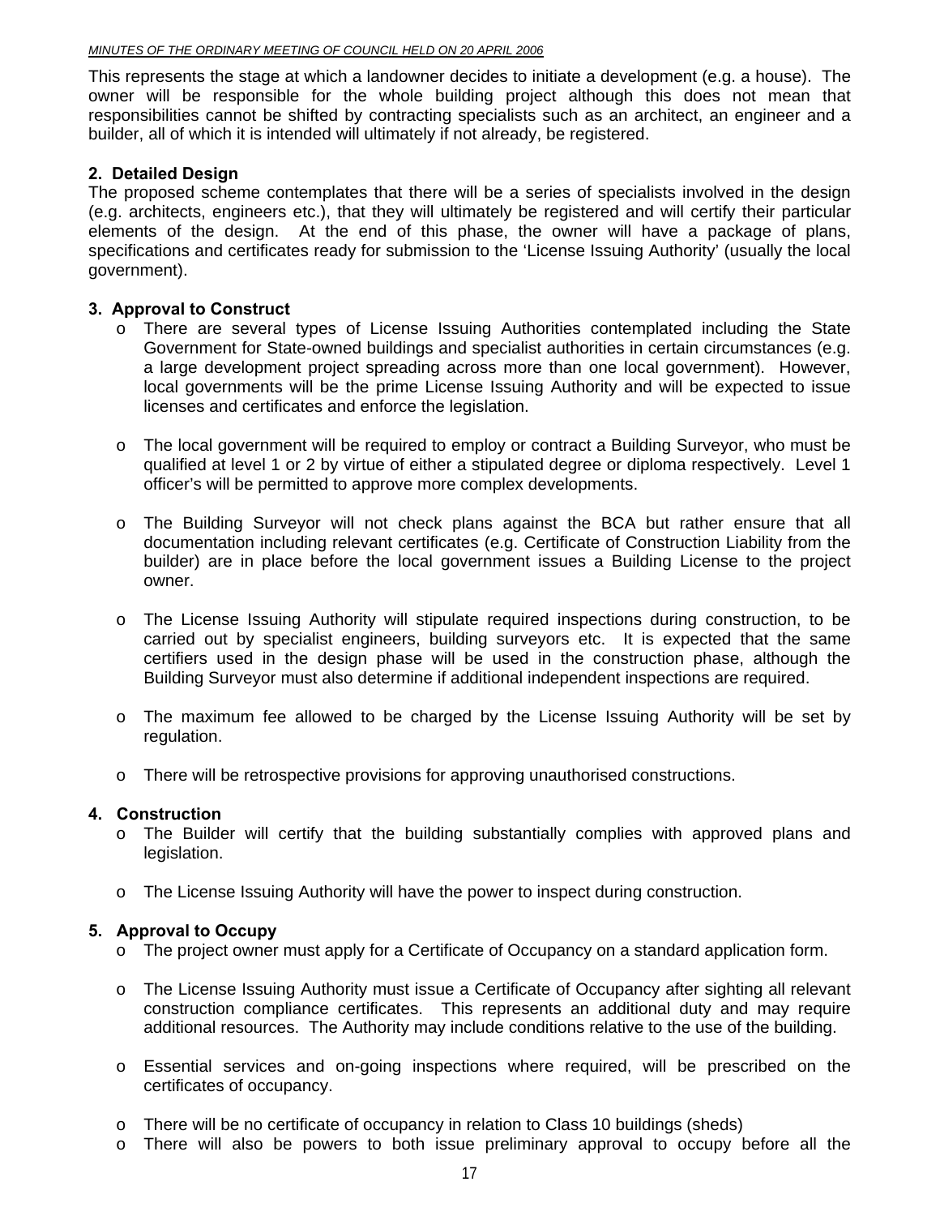This represents the stage at which a landowner decides to initiate a development (e.g. a house). The owner will be responsible for the whole building project although this does not mean that responsibilities cannot be shifted by contracting specialists such as an architect, an engineer and a builder, all of which it is intended will ultimately if not already, be registered.

**2. Detailed Design**

The proposed scheme contemplates that there will be a series of specialists involved in the design (e.g. architects, engineers etc.), that they will ultimately be registered and will certify their particular elements of the design. At the end of this phase, the owner will have a package of plans, specifications and certificates ready for submission to the 'License Issuing Authority' (usually the local government).

**3. Approval to Construct**

- There are several types of License Issuing Authorities contemplated including the State Government for State-owned buildings and specialist authorities in certain circumstances (e.g. a large development project spreading across more than one local government). However, local governments will be the prime License Issuing Authority and will be expected to issue licenses and certificates and enforce the legislation.

- The local government will be required to employ or contract a Building Surveyor, who must be qualified at level 1 or 2 by virtue of either a stipulated degree or diploma respectively. Level 1 officer's will be permitted to approve more complex developments.

- The Building Surveyor will not check plans against the BCA but rather ensure that all documentation including relevant certificates (e.g. Certificate of Construction Liability from the builder) are in place before the local government issues a Building License to the project owner.

- The License Issuing Authority will stipulate required inspections during construction, to be carried out by specialist engineers, building surveyors etc. It is expected that the same certifiers used in the design phase will be used in the construction phase, although the Building Surveyor must also determine if additional independent inspections are required.

- The maximum fee allowed to be charged by the License Issuing Authority will be set by regulation.

- There will be retrospective provisions for approving unauthorised constructions.

**4. Construction**

- The Builder will certify that the building substantially complies with approved plans and legislation.

- The License Issuing Authority will have the power to inspect during construction.

**5. Approval to Occupy**

- The project owner must apply for a Certificate of Occupancy on a standard application form.

- The License Issuing Authority must issue a Certificate of Occupancy after sighting all relevant construction compliance certificates. This represents an additional duty and may require additional resources. The Authority may include conditions relative to the use of the building.

- Essential services and on-going inspections where required, will be prescribed on the certificates of occupancy.

- There will be no certificate of occupancy in relation to Class 10 buildings (sheds)
- There will also be powers to both issue preliminary approval to occupy before all the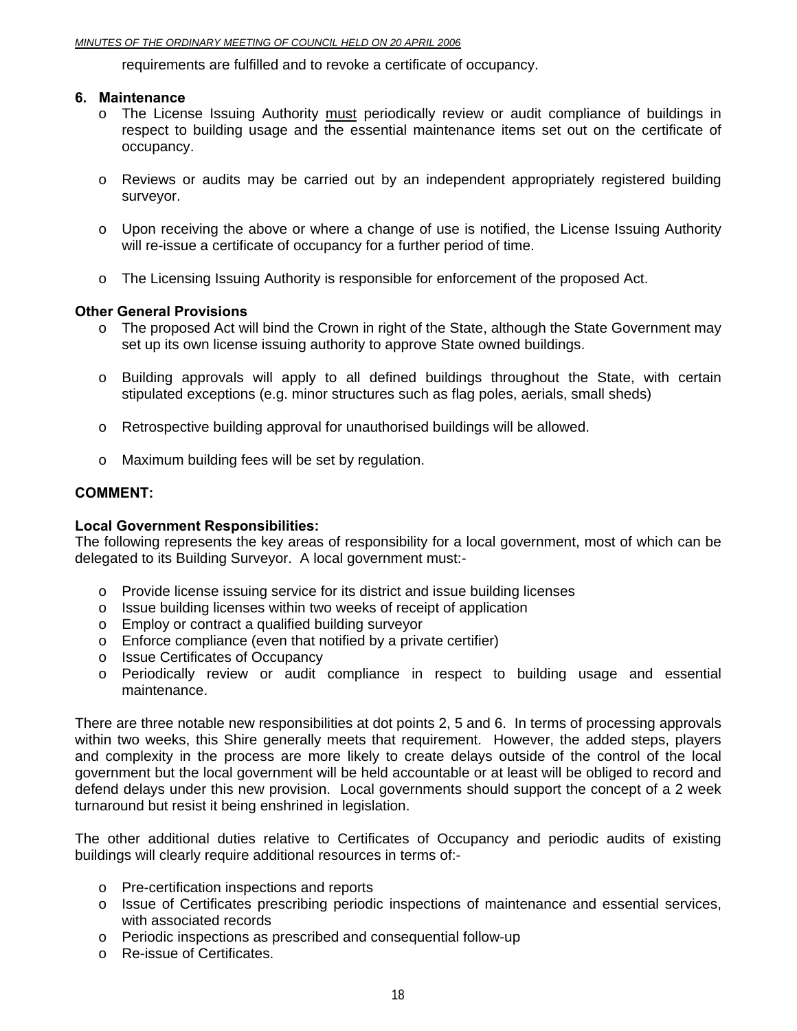requirements are fulfilled and to revoke a certificate of occupancy.

**6. Maintenance**

- The License Issuing Authority <u>must</u> periodically review or audit compliance of buildings in respect to building usage and the essential maintenance items set out on the certificate of occupancy.

- Reviews or audits may be carried out by an independent appropriately registered building surveyor.

- Upon receiving the above or where a change of use is notified, the License Issuing Authority will re-issue a certificate of occupancy for a further period of time.

- The Licensing Issuing Authority is responsible for enforcement of the proposed Act.

**Other General Provisions**

- The proposed Act will bind the Crown in right of the State, although the State Government may set up its own license issuing authority to approve State owned buildings.

- Building approvals will apply to all defined buildings throughout the State, with certain stipulated exceptions (e.g. minor structures such as flag poles, aerials, small sheds)

- Retrospective building approval for unauthorised buildings will be allowed.

- Maximum building fees will be set by regulation.

**COMMENT:**

**Local Government Responsibilities:**
The following represents the key areas of responsibility for a local government, most of which can be delegated to its Building Surveyor. A local government must:-

- Provide license issuing service for its district and issue building licenses
- Issue building licenses within two weeks of receipt of application
- Employ or contract a qualified building surveyor
- Enforce compliance (even that notified by a private certifier)
- Issue Certificates of Occupancy
- Periodically review or audit compliance in respect to building usage and essential maintenance.

There are three notable new responsibilities at dot points 2, 5 and 6. In terms of processing approvals within two weeks, this Shire generally meets that requirement. However, the added steps, players and complexity in the process are more likely to create delays outside of the control of the local government but the local government will be held accountable or at least will be obliged to record and defend delays under this new provision. Local governments should support the concept of a 2 week turnaround but resist it being enshrined in legislation.

The other additional duties relative to Certificates of Occupancy and periodic audits of existing buildings will clearly require additional resources in terms of:-

- Pre-certification inspections and reports
- Issue of Certificates prescribing periodic inspections of maintenance and essential services, with associated records
- Periodic inspections as prescribed and consequential follow-up
- Re-issue of Certificates.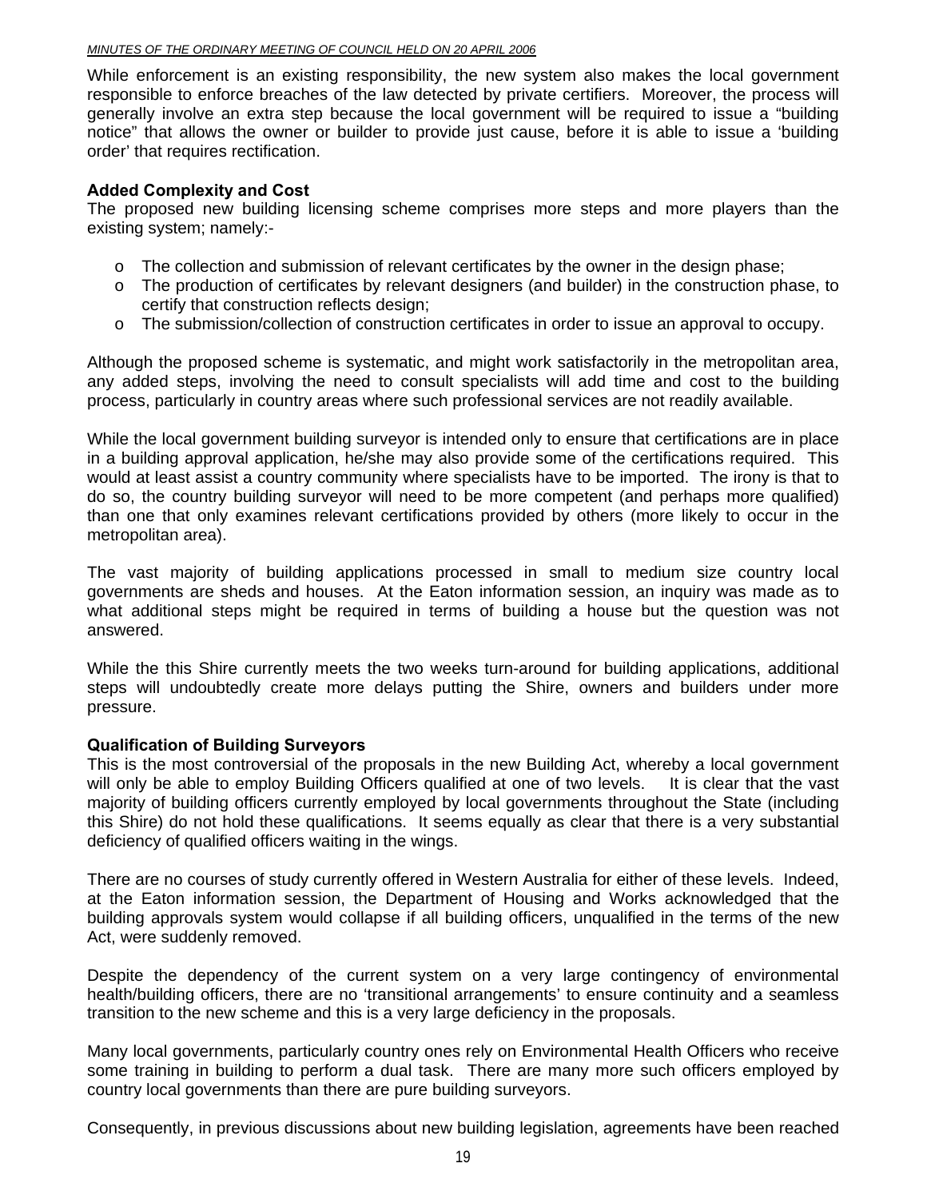While enforcement is an existing responsibility, the new system also makes the local government responsible to enforce breaches of the law detected by private certifiers. Moreover, the process will generally involve an extra step because the local government will be required to issue a "building notice" that allows the owner or builder to provide just cause, before it is able to issue a 'building order' that requires rectification.

**Added Complexity and Cost**
The proposed new building licensing scheme comprises more steps and more players than the existing system; namely:-

- The collection and submission of relevant certificates by the owner in the design phase;
- The production of certificates by relevant designers (and builder) in the construction phase, to certify that construction reflects design;
- The submission/collection of construction certificates in order to issue an approval to occupy.

Although the proposed scheme is systematic, and might work satisfactorily in the metropolitan area, any added steps, involving the need to consult specialists will add time and cost to the building process, particularly in country areas where such professional services are not readily available.

While the local government building surveyor is intended only to ensure that certifications are in place in a building approval application, he/she may also provide some of the certifications required. This would at least assist a country community where specialists have to be imported. The irony is that to do so, the country building surveyor will need to be more competent (and perhaps more qualified) than one that only examines relevant certifications provided by others (more likely to occur in the metropolitan area).

The vast majority of building applications processed in small to medium size country local governments are sheds and houses. At the Eaton information session, an inquiry was made as to what additional steps might be required in terms of building a house but the question was not answered.

While the this Shire currently meets the two weeks turn-around for building applications, additional steps will undoubtedly create more delays putting the Shire, owners and builders under more pressure.

**Qualification of Building Surveyors**
This is the most controversial of the proposals in the new Building Act, whereby a local government will only be able to employ Building Officers qualified at one of two levels. It is clear that the vast majority of building officers currently employed by local governments throughout the State (including this Shire) do not hold these qualifications. It seems equally as clear that there is a very substantial deficiency of qualified officers waiting in the wings.

There are no courses of study currently offered in Western Australia for either of these levels. Indeed, at the Eaton information session, the Department of Housing and Works acknowledged that the building approvals system would collapse if all building officers, unqualified in the terms of the new Act, were suddenly removed.

Despite the dependency of the current system on a very large contingency of environmental health/building officers, there are no 'transitional arrangements' to ensure continuity and a seamless transition to the new scheme and this is a very large deficiency in the proposals.

Many local governments, particularly country ones rely on Environmental Health Officers who receive some training in building to perform a dual task. There are many more such officers employed by country local governments than there are pure building surveyors.

Consequently, in previous discussions about new building legislation, agreements have been reached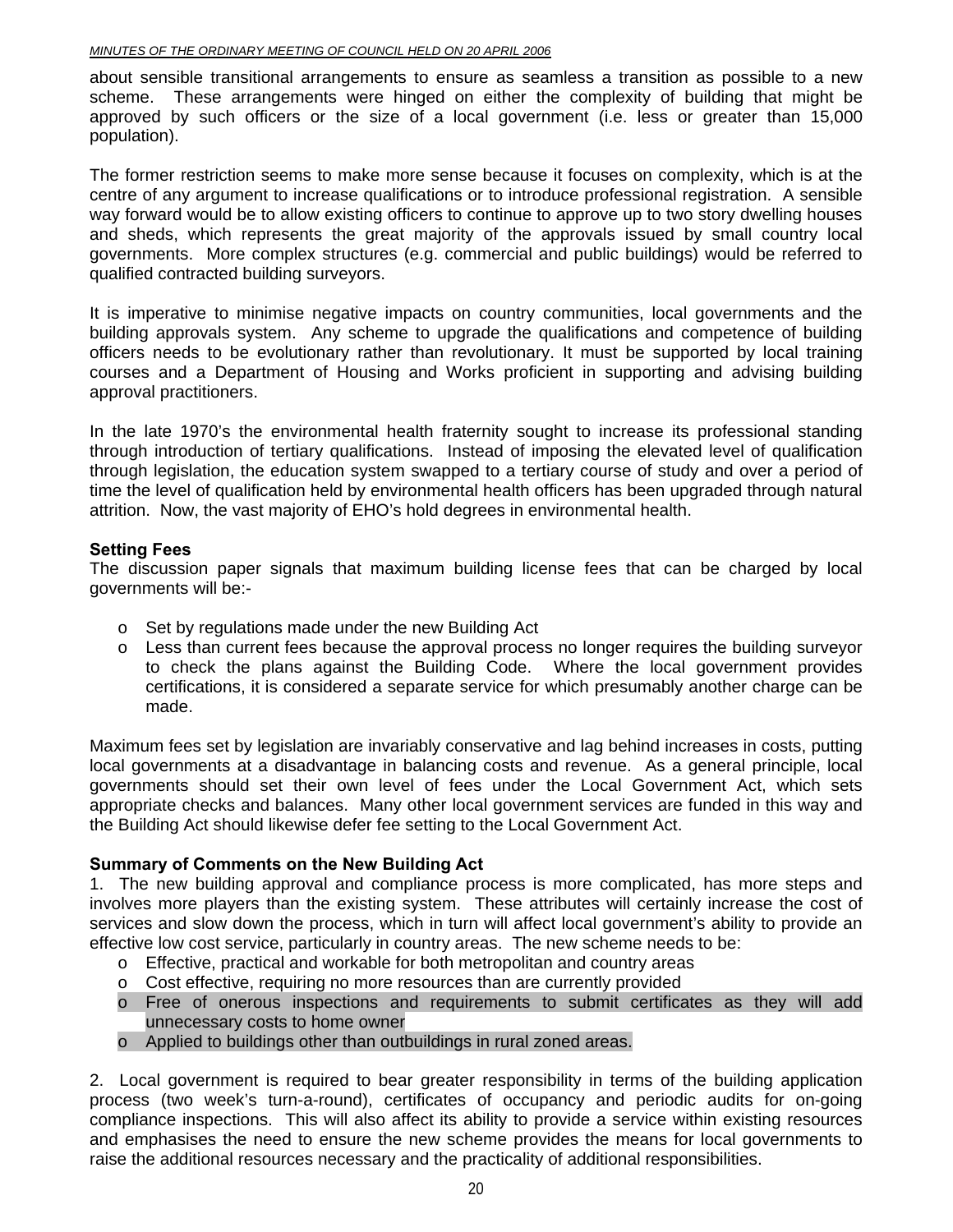about sensible transitional arrangements to ensure as seamless a transition as possible to a new scheme. These arrangements were hinged on either the complexity of building that might be approved by such officers or the size of a local government (i.e. less or greater than 15,000 population).

The former restriction seems to make more sense because it focuses on complexity, which is at the centre of any argument to increase qualifications or to introduce professional registration. A sensible way forward would be to allow existing officers to continue to approve up to two story dwelling houses and sheds, which represents the great majority of the approvals issued by small country local governments. More complex structures (e.g. commercial and public buildings) would be referred to qualified contracted building surveyors.

It is imperative to minimise negative impacts on country communities, local governments and the building approvals system. Any scheme to upgrade the qualifications and competence of building officers needs to be evolutionary rather than revolutionary. It must be supported by local training courses and a Department of Housing and Works proficient in supporting and advising building approval practitioners.

In the late 1970's the environmental health fraternity sought to increase its professional standing through introduction of tertiary qualifications. Instead of imposing the elevated level of qualification through legislation, the education system swapped to a tertiary course of study and over a period of time the level of qualification held by environmental health officers has been upgraded through natural attrition. Now, the vast majority of EHO's hold degrees in environmental health.

**Setting Fees**

The discussion paper signals that maximum building license fees that can be charged by local governments will be:-

- Set by regulations made under the new Building Act
- Less than current fees because the approval process no longer requires the building surveyor to check the plans against the Building Code. Where the local government provides certifications, it is considered a separate service for which presumably another charge can be made.

Maximum fees set by legislation are invariably conservative and lag behind increases in costs, putting local governments at a disadvantage in balancing costs and revenue. As a general principle, local governments should set their own level of fees under the Local Government Act, which sets appropriate checks and balances. Many other local government services are funded in this way and the Building Act should likewise defer fee setting to the Local Government Act.

**Summary of Comments on the New Building Act**

1. The new building approval and compliance process is more complicated, has more steps and involves more players than the existing system. These attributes will certainly increase the cost of services and slow down the process, which in turn will affect local government's ability to provide an effective low cost service, particularly in country areas. The new scheme needs to be:

- Effective, practical and workable for both metropolitan and country areas
- Cost effective, requiring no more resources than are currently provided
- Free of onerous inspections and requirements to submit certificates as they will add unnecessary costs to home owner
- Applied to buildings other than outbuildings in rural zoned areas.

2. Local government is required to bear greater responsibility in terms of the building application process (two week's turn-a-round), certificates of occupancy and periodic audits for on-going compliance inspections. This will also affect its ability to provide a service within existing resources and emphasises the need to ensure the new scheme provides the means for local governments to raise the additional resources necessary and the practicality of additional responsibilities.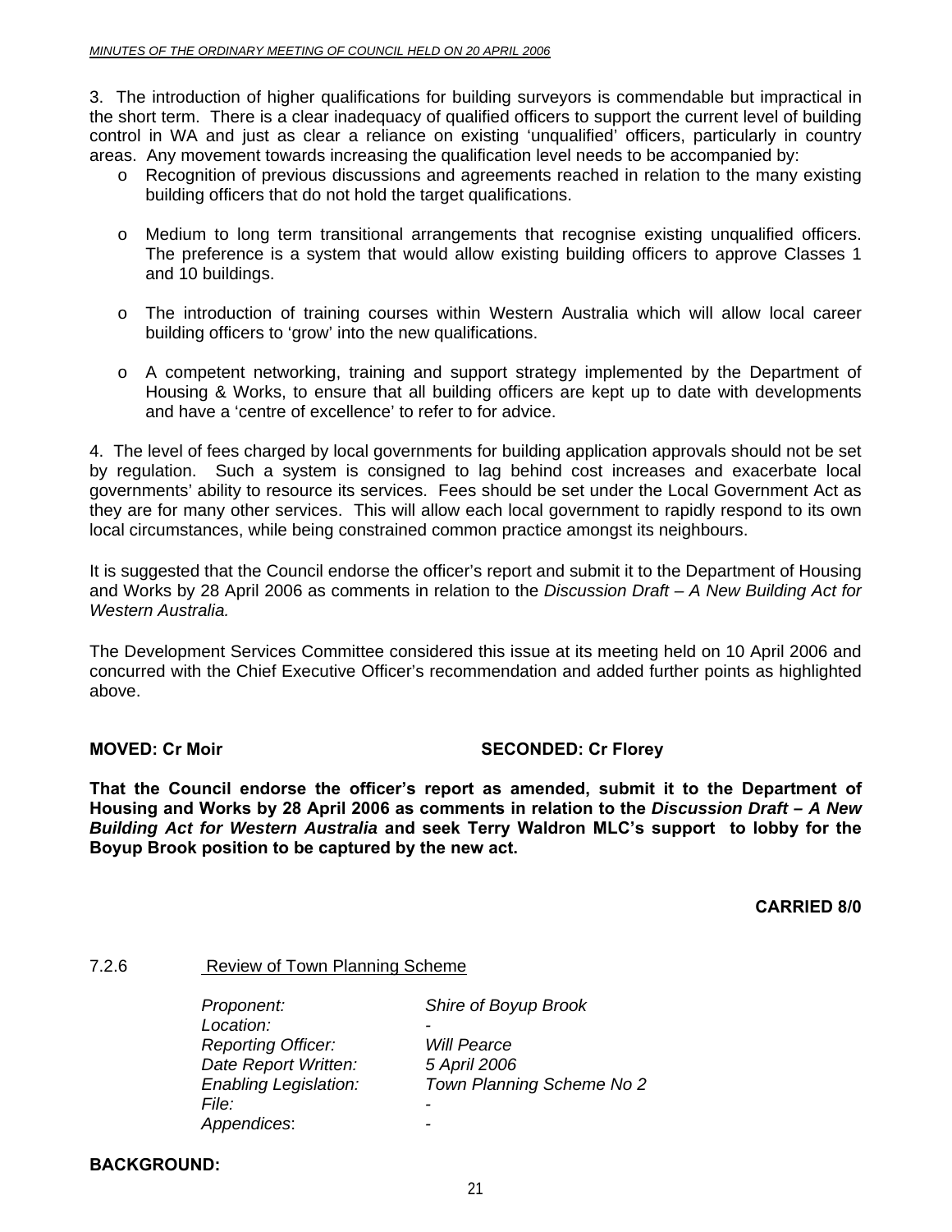3. The introduction of higher qualifications for building surveyors is commendable but impractical in the short term. There is a clear inadequacy of qualified officers to support the current level of building control in WA and just as clear a reliance on existing 'unqualified' officers, particularly in country areas. Any movement towards increasing the qualification level needs to be accompanied by:

- Recognition of previous discussions and agreements reached in relation to the many existing building officers that do not hold the target qualifications.
- Medium to long term transitional arrangements that recognise existing unqualified officers. The preference is a system that would allow existing building officers to approve Classes 1 and 10 buildings.
- The introduction of training courses within Western Australia which will allow local career building officers to 'grow' into the new qualifications.
- A competent networking, training and support strategy implemented by the Department of Housing & Works, to ensure that all building officers are kept up to date with developments and have a 'centre of excellence' to refer to for advice.

4. The level of fees charged by local governments for building application approvals should not be set by regulation. Such a system is consigned to lag behind cost increases and exacerbate local governments' ability to resource its services. Fees should be set under the Local Government Act as they are for many other services. This will allow each local government to rapidly respond to its own local circumstances, while being constrained common practice amongst its neighbours.

It is suggested that the Council endorse the officer's report and submit it to the Department of Housing and Works by 28 April 2006 as comments in relation to the *Discussion Draft – A New Building Act for Western Australia.*

The Development Services Committee considered this issue at its meeting held on 10 April 2006 and concurred with the Chief Executive Officer's recommendation and added further points as highlighted above.

**MOVED: Cr Moir** **SECONDED: Cr Florey**

**That the Council endorse the officer's report as amended, submit it to the Department of Housing and Works by 28 April 2006 as comments in relation to the *Discussion Draft – A New Building Act for Western Australia* and seek Terry Waldron MLC's support to lobby for the Boyup Brook position to be captured by the new act.**

**CARRIED 8/0**

7.2.6 Review of Town Planning Scheme

*Proponent:* *Shire of Boyup Brook*
*Location:* -
*Reporting Officer:* *Will Pearce*
*Date Report Written:* *5 April 2006*
*Enabling Legislation:* *Town Planning Scheme No 2*
*File:* -
*Appendices*: -

**BACKGROUND:**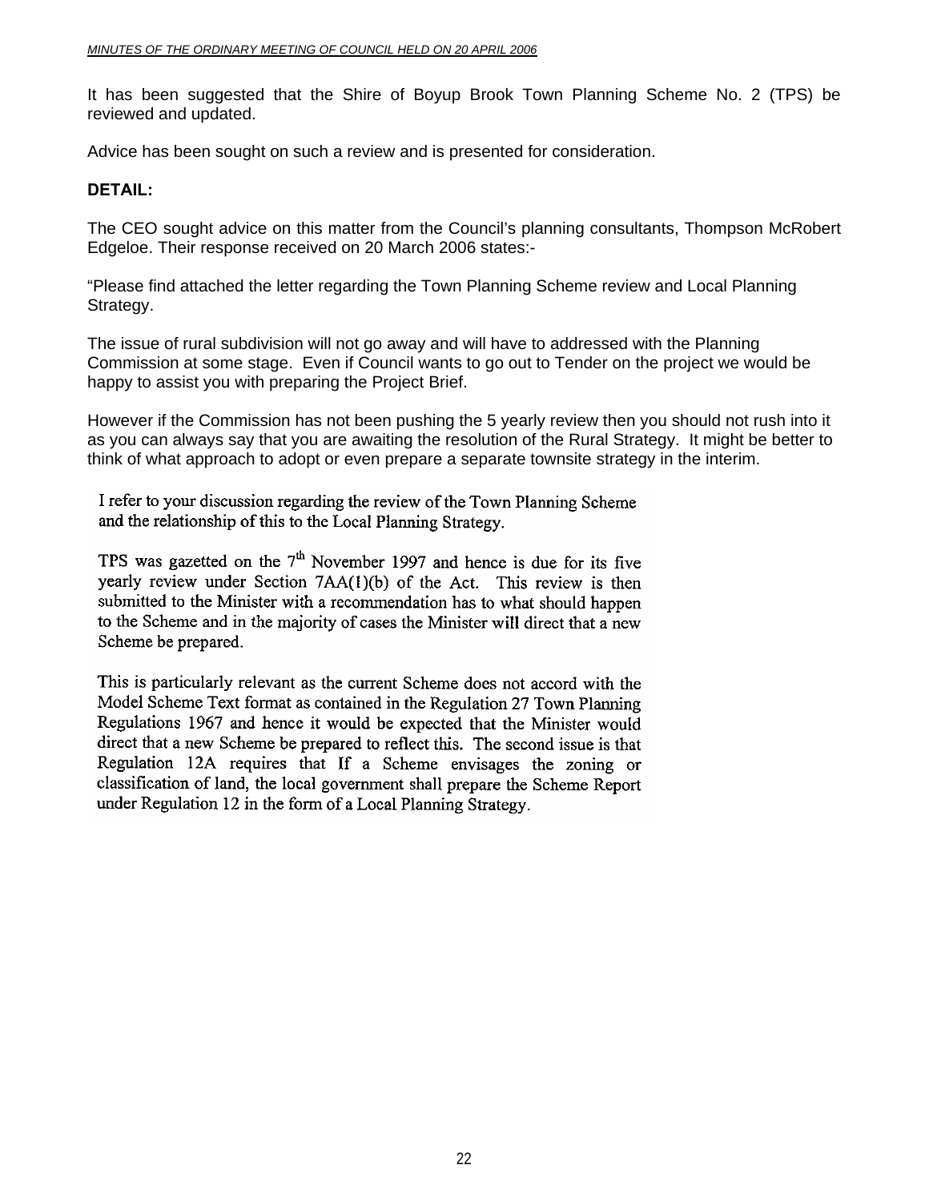It has been suggested that the Shire of Boyup Brook Town Planning Scheme No. 2 (TPS) be reviewed and updated.

Advice has been sought on such a review and is presented for consideration.

**DETAIL:**

The CEO sought advice on this matter from the Council's planning consultants, Thompson McRobert Edgeloe. Their response received on 20 March 2006 states:-

"Please find attached the letter regarding the Town Planning Scheme review and Local Planning Strategy.

The issue of rural subdivision will not go away and will have to addressed with the Planning Commission at some stage. Even if Council wants to go out to Tender on the project we would be happy to assist you with preparing the Project Brief.

However if the Commission has not been pushing the 5 yearly review then you should not rush into it as you can always say that you are awaiting the resolution of the Rural Strategy. It might be better to think of what approach to adopt or even prepare a separate townsite strategy in the interim.

I refer to your discussion regarding the review of the Town Planning Scheme and the relationship of this to the Local Planning Strategy.

TPS was gazetted on the 7th November 1997 and hence is due for its five yearly review under Section 7AA(1)(b) of the Act. This review is then submitted to the Minister with a recommendation has to what should happen to the Scheme and in the majority of cases the Minister will direct that a new Scheme be prepared.

This is particularly relevant as the current Scheme does not accord with the Model Scheme Text format as contained in the Regulation 27 Town Planning Regulations 1967 and hence it would be expected that the Minister would direct that a new Scheme be prepared to reflect this. The second issue is that Regulation 12A requires that If a Scheme envisages the zoning or classification of land, the local government shall prepare the Scheme Report under Regulation 12 in the form of a Local Planning Strategy.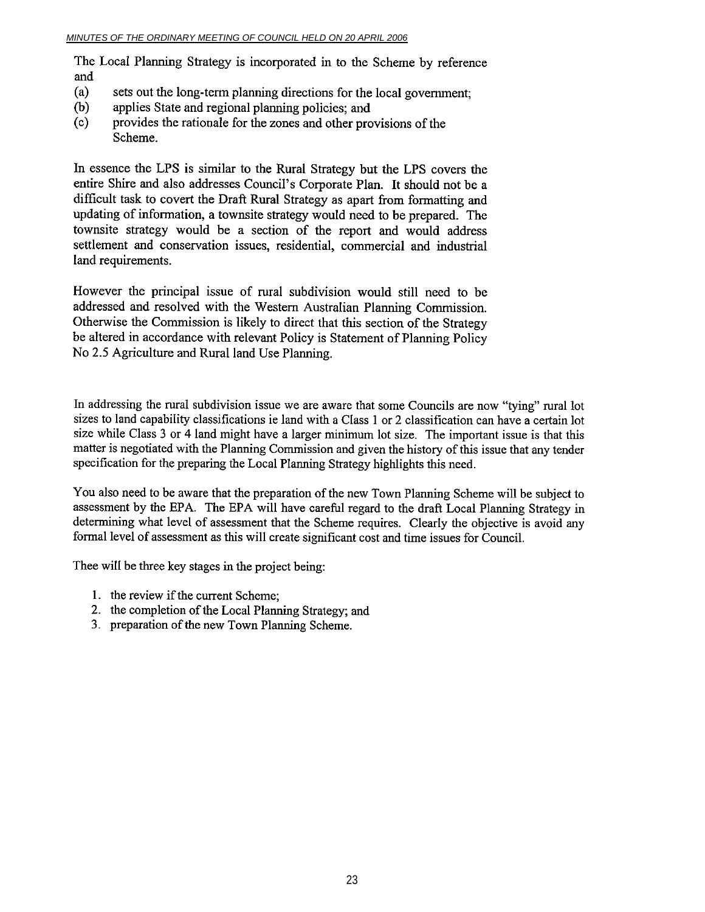The Local Planning Strategy is incorporated in to the Scheme by reference and

(a) sets out the long-term planning directions for the local government;
(b) applies State and regional planning policies; and
(c) provides the rationale for the zones and other provisions of the Scheme.

In essence the LPS is similar to the Rural Strategy but the LPS covers the entire Shire and also addresses Council's Corporate Plan. It should not be a difficult task to covert the Draft Rural Strategy as apart from formatting and updating of information, a townsite strategy would need to be prepared. The townsite strategy would be a section of the report and would address settlement and conservation issues, residential, commercial and industrial land requirements.

However the principal issue of rural subdivision would still need to be addressed and resolved with the Western Australian Planning Commission. Otherwise the Commission is likely to direct that this section of the Strategy be altered in accordance with relevant Policy is Statement of Planning Policy No 2.5 Agriculture and Rural land Use Planning.

In addressing the rural subdivision issue we are aware that some Councils are now "tying" rural lot sizes to land capability classifications ie land with a Class 1 or 2 classification can have a certain lot size while Class 3 or 4 land might have a larger minimum lot size. The important issue is that this matter is negotiated with the Planning Commission and given the history of this issue that any tender specification for the preparing the Local Planning Strategy highlights this need.

You also need to be aware that the preparation of the new Town Planning Scheme will be subject to assessment by the EPA. The EPA will have careful regard to the draft Local Planning Strategy in determining what level of assessment that the Scheme requires. Clearly the objective is avoid any formal level of assessment as this will create significant cost and time issues for Council.

Thee will be three key stages in the project being:

1. the review if the current Scheme;
2. the completion of the Local Planning Strategy; and
3. preparation of the new Town Planning Scheme.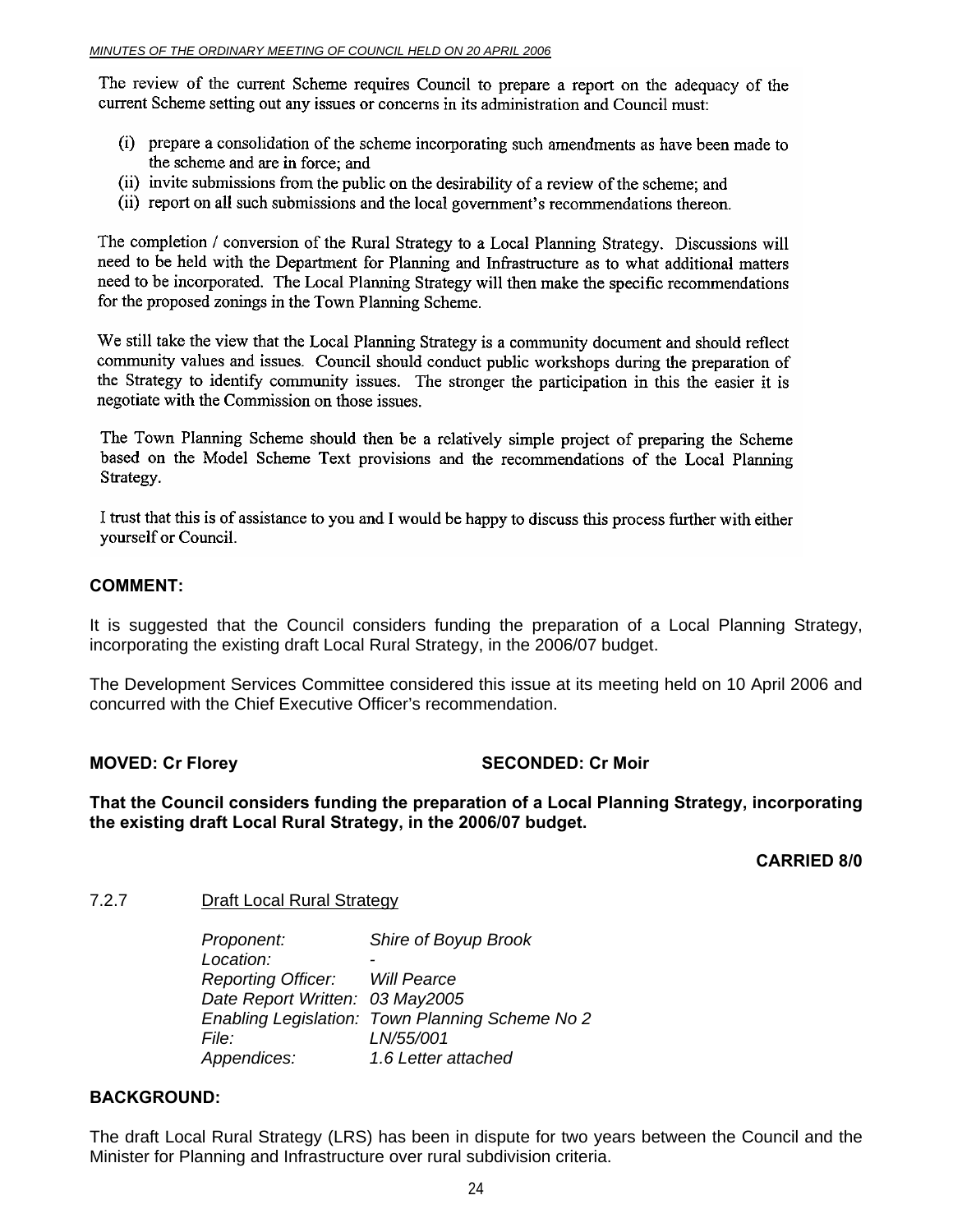The review of the current Scheme requires Council to prepare a report on the adequacy of the current Scheme setting out any issues or concerns in its administration and Council must:

(i) prepare a consolidation of the scheme incorporating such amendments as have been made to the scheme and are in force; and
(ii) invite submissions from the public on the desirability of a review of the scheme; and
(ii) report on all such submissions and the local government's recommendations thereon.

The completion / conversion of the Rural Strategy to a Local Planning Strategy. Discussions will need to be held with the Department for Planning and Infrastructure as to what additional matters need to be incorporated. The Local Planning Strategy will then make the specific recommendations for the proposed zonings in the Town Planning Scheme.

We still take the view that the Local Planning Strategy is a community document and should reflect community values and issues. Council should conduct public workshops during the preparation of the Strategy to identify community issues. The stronger the participation in this the easier it is negotiate with the Commission on those issues.

The Town Planning Scheme should then be a relatively simple project of preparing the Scheme based on the Model Scheme Text provisions and the recommendations of the Local Planning Strategy.

I trust that this is of assistance to you and I would be happy to discuss this process further with either yourself or Council.

**COMMENT:**

It is suggested that the Council considers funding the preparation of a Local Planning Strategy, incorporating the existing draft Local Rural Strategy, in the 2006/07 budget.

The Development Services Committee considered this issue at its meeting held on 10 April 2006 and concurred with the Chief Executive Officer's recommendation.

**MOVED: Cr Florey** **SECONDED: Cr Moir**

**That the Council considers funding the preparation of a Local Planning Strategy, incorporating the existing draft Local Rural Strategy, in the 2006/07 budget.**

**CARRIED 8/0**

7.2.7 Draft Local Rural Strategy

*Proponent:* *Shire of Boyup Brook*
*Location:* -
*Reporting Officer:* *Will Pearce*
*Date Report Written:* *03 May2005*
*Enabling Legislation:* *Town Planning Scheme No 2*
*File:* *LN/55/001*
*Appendices:* *1.6 Letter attached*

**BACKGROUND:**

The draft Local Rural Strategy (LRS) has been in dispute for two years between the Council and the Minister for Planning and Infrastructure over rural subdivision criteria.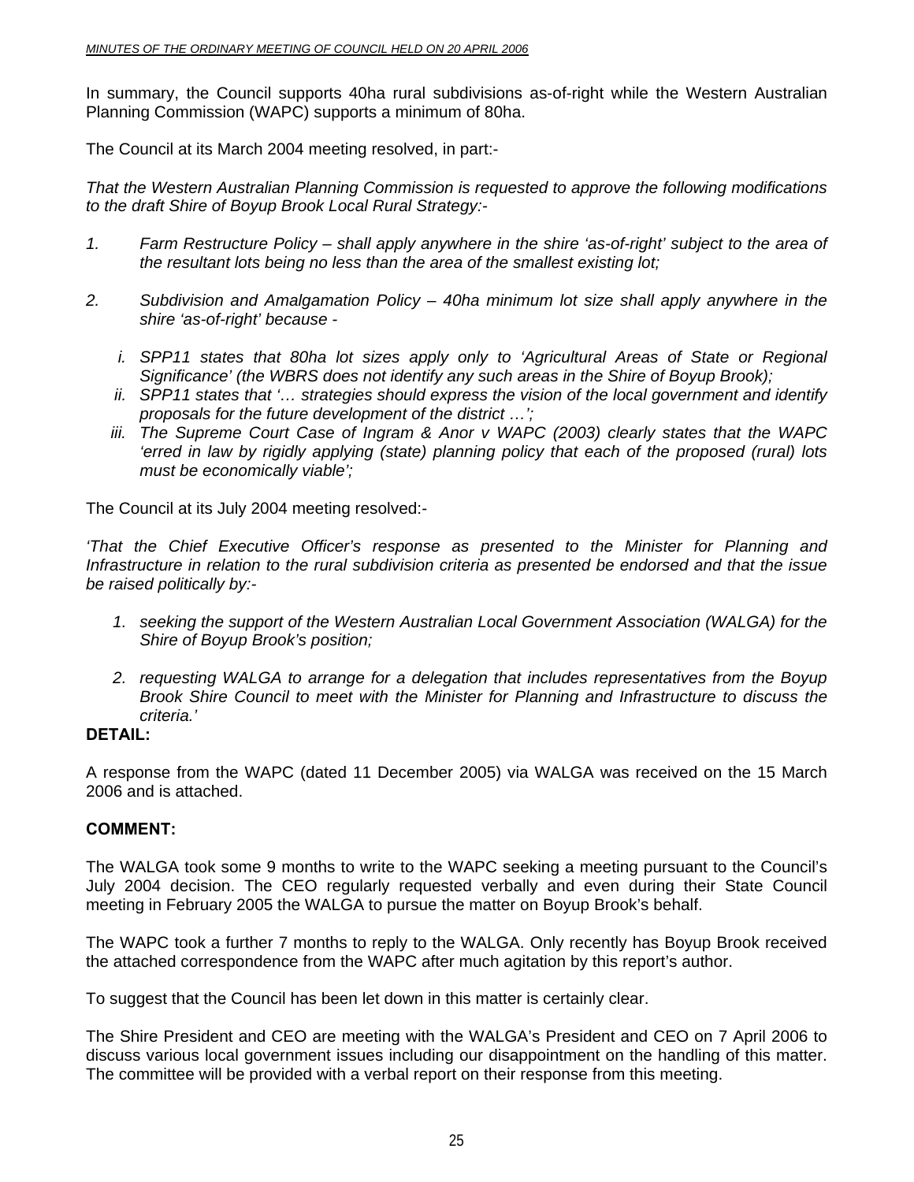In summary, the Council supports 40ha rural subdivisions as-of-right while the Western Australian Planning Commission (WAPC) supports a minimum of 80ha.

The Council at its March 2004 meeting resolved, in part:-

*That the Western Australian Planning Commission is requested to approve the following modifications to the draft Shire of Boyup Brook Local Rural Strategy:-*

1. *Farm Restructure Policy – shall apply anywhere in the shire 'as-of-right' subject to the area of the resultant lots being no less than the area of the smallest existing lot;*

2. *Subdivision and Amalgamation Policy – 40ha minimum lot size shall apply anywhere in the shire 'as-of-right' because -*

   i. *SPP11 states that 80ha lot sizes apply only to 'Agricultural Areas of State or Regional Significance' (the WBRS does not identify any such areas in the Shire of Boyup Brook);*
   
   ii. *SPP11 states that '… strategies should express the vision of the local government and identify proposals for the future development of the district …';*
   
   iii. *The Supreme Court Case of Ingram & Anor v WAPC (2003) clearly states that the WAPC 'erred in law by rigidly applying (state) planning policy that each of the proposed (rural) lots must be economically viable';*

The Council at its July 2004 meeting resolved:-

*'That the Chief Executive Officer's response as presented to the Minister for Planning and Infrastructure in relation to the rural subdivision criteria as presented be endorsed and that the issue be raised politically by:-*

1. *seeking the support of the Western Australian Local Government Association (WALGA) for the Shire of Boyup Brook's position;*

2. *requesting WALGA to arrange for a delegation that includes representatives from the Boyup Brook Shire Council to meet with the Minister for Planning and Infrastructure to discuss the criteria.'*

**DETAIL:**

A response from the WAPC (dated 11 December 2005) via WALGA was received on the 15 March 2006 and is attached.

**COMMENT:**

The WALGA took some 9 months to write to the WAPC seeking a meeting pursuant to the Council's July 2004 decision. The CEO regularly requested verbally and even during their State Council meeting in February 2005 the WALGA to pursue the matter on Boyup Brook's behalf.

The WAPC took a further 7 months to reply to the WALGA. Only recently has Boyup Brook received the attached correspondence from the WAPC after much agitation by this report's author.

To suggest that the Council has been let down in this matter is certainly clear.

The Shire President and CEO are meeting with the WALGA's President and CEO on 7 April 2006 to discuss various local government issues including our disappointment on the handling of this matter. The committee will be provided with a verbal report on their response from this meeting.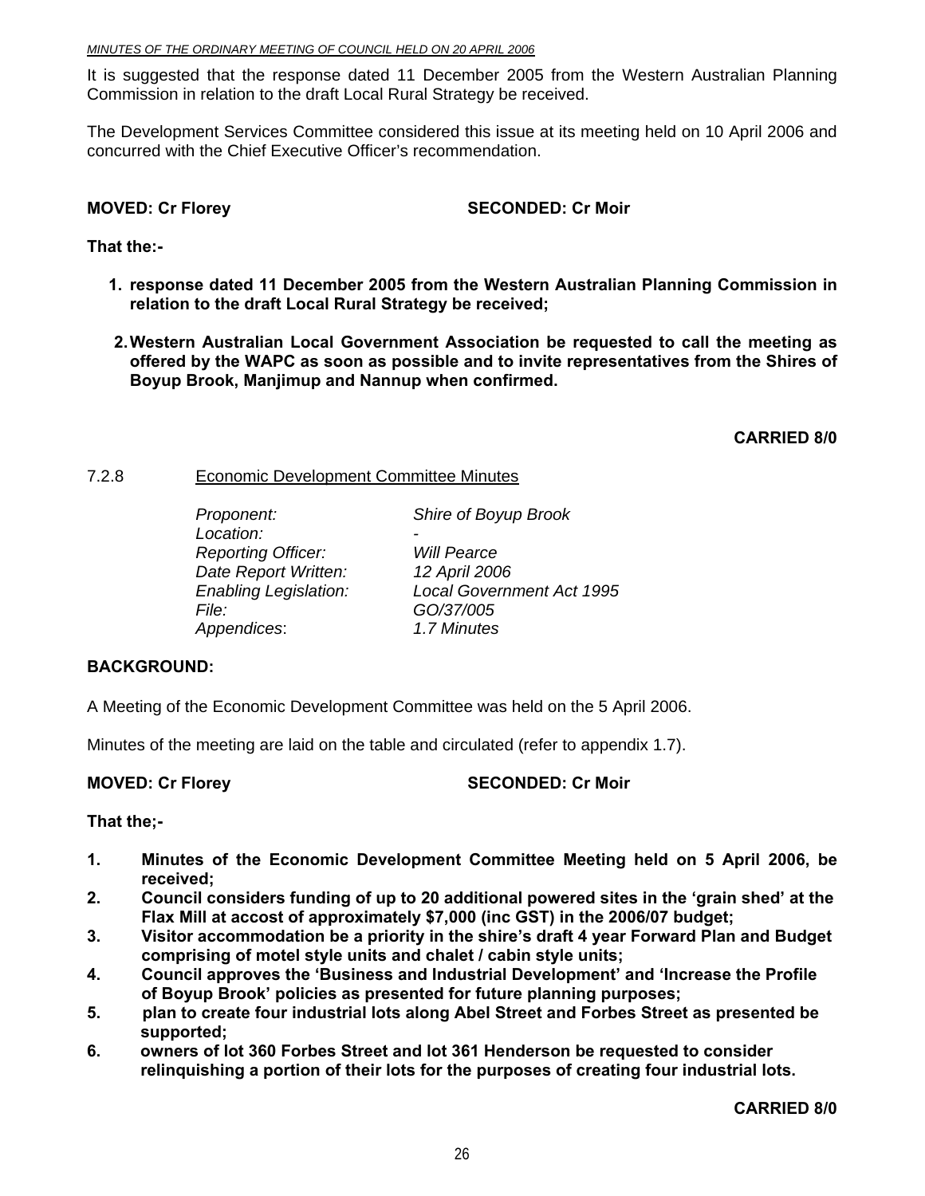It is suggested that the response dated 11 December 2005 from the Western Australian Planning Commission in relation to the draft Local Rural Strategy be received.

The Development Services Committee considered this issue at its meeting held on 10 April 2006 and concurred with the Chief Executive Officer's recommendation.

**MOVED: Cr Florey SECONDED: Cr Moir**

**That the:-**

1. **response dated 11 December 2005 from the Western Australian Planning Commission in relation to the draft Local Rural Strategy be received;**
2. **Western Australian Local Government Association be requested to call the meeting as offered by the WAPC as soon as possible and to invite representatives from the Shires of Boyup Brook, Manjimup and Nannup when confirmed.**

**CARRIED 8/0**

7.2.8 Economic Development Committee Minutes

| | |
|---|---|
| *Proponent:* | *Shire of Boyup Brook* |
| *Location:* | - |
| *Reporting Officer:* | *Will Pearce* |
| *Date Report Written:* | *12 April 2006* |
| *Enabling Legislation:* | *Local Government Act 1995* |
| *File:* | *GO/37/005* |
| *Appendices:* | *1.7 Minutes* |

**BACKGROUND:**

A Meeting of the Economic Development Committee was held on the 5 April 2006.

Minutes of the meeting are laid on the table and circulated (refer to appendix 1.7).

**MOVED: Cr Florey SECONDED: Cr Moir**

**That the;-**

1. **Minutes of the Economic Development Committee Meeting held on 5 April 2006, be received;**
2. **Council considers funding of up to 20 additional powered sites in the 'grain shed' at the Flax Mill at accost of approximately $7,000 (inc GST) in the 2006/07 budget;**
3. **Visitor accommodation be a priority in the shire's draft 4 year Forward Plan and Budget comprising of motel style units and chalet / cabin style units;**
4. **Council approves the 'Business and Industrial Development' and 'Increase the Profile of Boyup Brook' policies as presented for future planning purposes;**
5. **plan to create four industrial lots along Abel Street and Forbes Street as presented be supported;**
6. **owners of lot 360 Forbes Street and lot 361 Henderson be requested to consider relinquishing a portion of their lots for the purposes of creating four industrial lots.**

**CARRIED 8/0**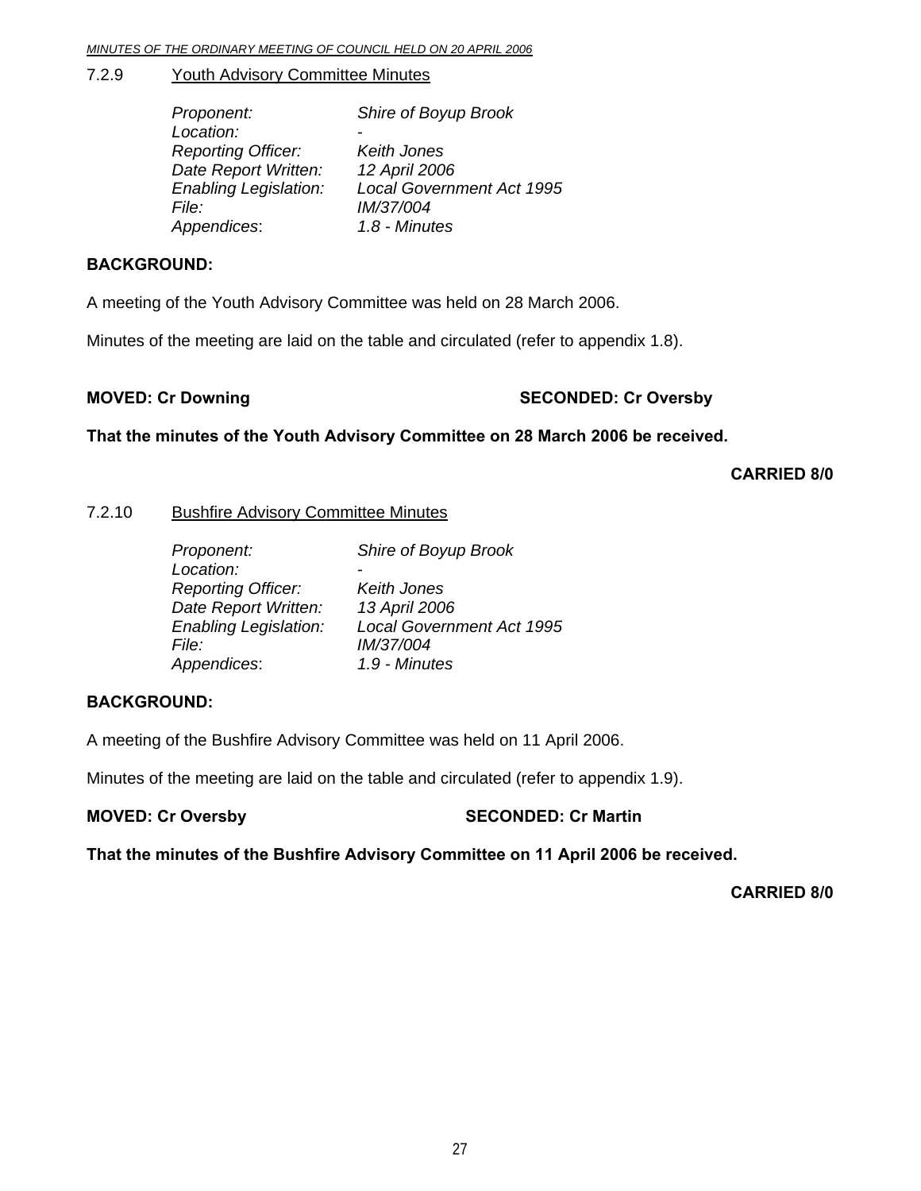### 7.2.9 Youth Advisory Committee Minutes

*Proponent:* *Shire of Boyup Brook*
*Location:* -
*Reporting Officer:* *Keith Jones*
*Date Report Written:* *12 April 2006*
*Enabling Legislation:* *Local Government Act 1995*
*File:* *IM/37/004*
*Appendices*: *1.8 - Minutes*

**BACKGROUND:**

A meeting of the Youth Advisory Committee was held on 28 March 2006.

Minutes of the meeting are laid on the table and circulated (refer to appendix 1.8).

**MOVED: Cr Downing** **SECONDED: Cr Oversby**

**That the minutes of the Youth Advisory Committee on 28 March 2006 be received.**

**CARRIED 8/0**

### 7.2.10 Bushfire Advisory Committee Minutes

*Proponent:* *Shire of Boyup Brook*
*Location:* -
*Reporting Officer:* *Keith Jones*
*Date Report Written:* *13 April 2006*
*Enabling Legislation:* *Local Government Act 1995*
*File:* *IM/37/004*
*Appendices*: *1.9 - Minutes*

**BACKGROUND:**

A meeting of the Bushfire Advisory Committee was held on 11 April 2006.

Minutes of the meeting are laid on the table and circulated (refer to appendix 1.9).

**MOVED: Cr Oversby** **SECONDED: Cr Martin**

**That the minutes of the Bushfire Advisory Committee on 11 April 2006 be received.**

**CARRIED 8/0**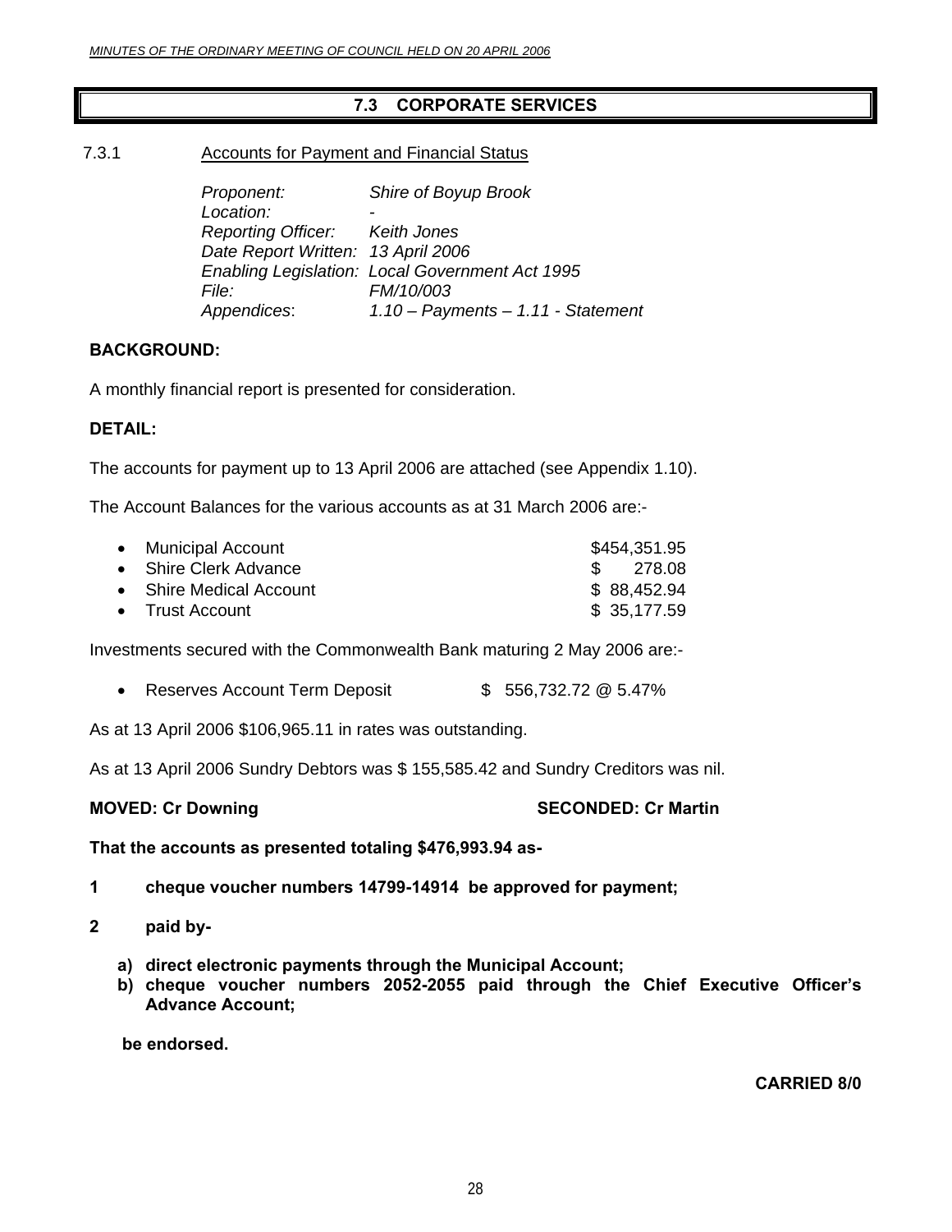## 7.3 CORPORATE SERVICES

### 7.3.1 Accounts for Payment and Financial Status

*Proponent:* *Shire of Boyup Brook*
*Location:* *-*
*Reporting Officer:* *Keith Jones*
*Date Report Written:* *13 April 2006*
*Enabling Legislation:* *Local Government Act 1995*
*File:* *FM/10/003*
*Appendices*: *1.10 – Payments – 1.11 - Statement*

**BACKGROUND:**

A monthly financial report is presented for consideration.

**DETAIL:**

The accounts for payment up to 13 April 2006 are attached (see Appendix 1.10).

The Account Balances for the various accounts as at 31 March 2006 are:-

- Municipal Account $454,351.95
- Shire Clerk Advance $ 278.08
- Shire Medical Account $ 88,452.94
- Trust Account $ 35,177.59

Investments secured with the Commonwealth Bank maturing 2 May 2006 are:-

- Reserves Account Term Deposit $ 556,732.72 @ 5.47%

As at 13 April 2006 $106,965.11 in rates was outstanding.

As at 13 April 2006 Sundry Debtors was $ 155,585.42 and Sundry Creditors was nil.

**MOVED: Cr Downing SECONDED: Cr Martin**

**That the accounts as presented totaling $476,993.94 as-**

**1 cheque voucher numbers 14799-14914 be approved for payment;**

**2 paid by-**

**a) direct electronic payments through the Municipal Account;**
**b) cheque voucher numbers 2052-2055 paid through the Chief Executive Officer's Advance Account;**

**be endorsed.**

**CARRIED 8/0**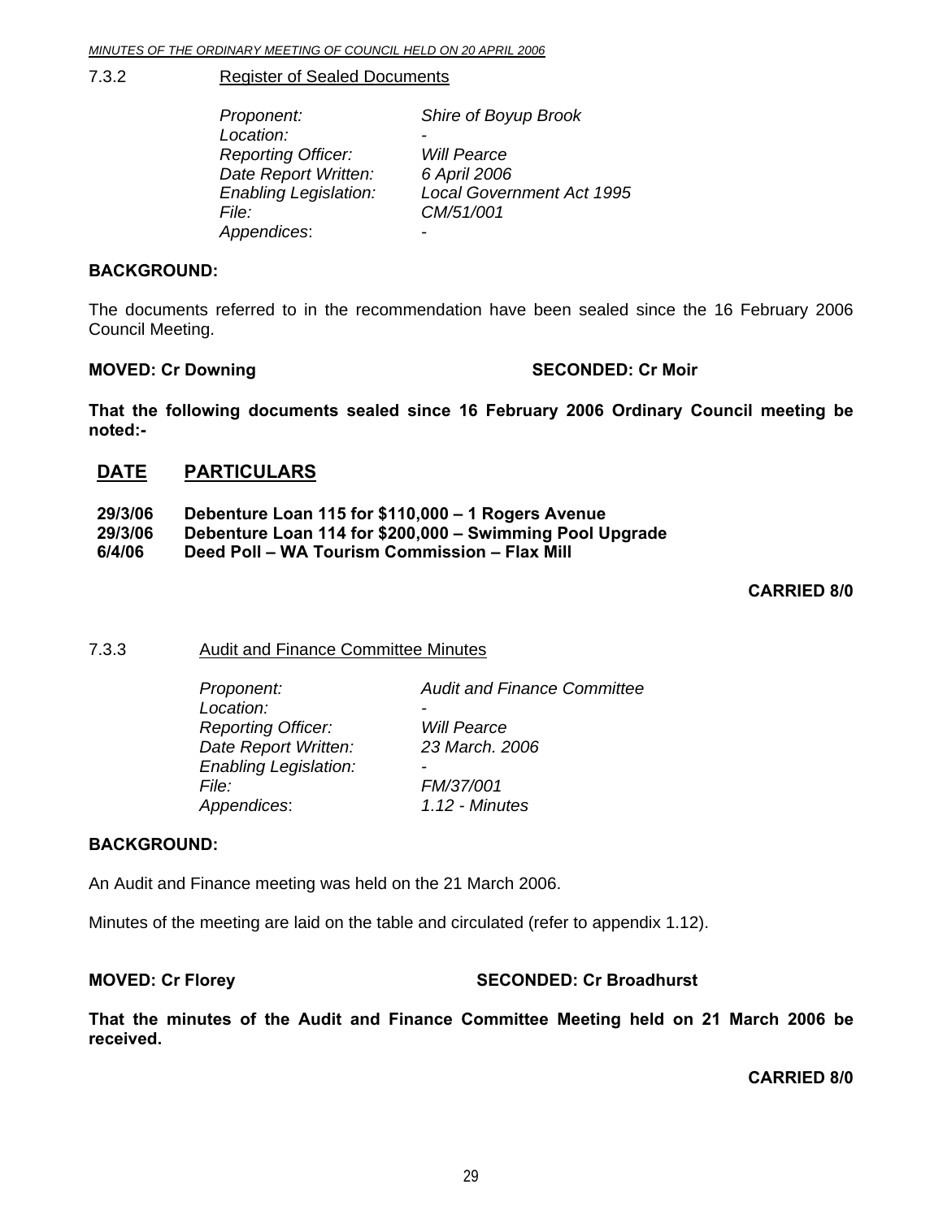7.3.2 Register of Sealed Documents

| | |
|---|---|
| *Proponent:* | *Shire of Boyup Brook* |
| *Location:* | - |
| *Reporting Officer:* | *Will Pearce* |
| *Date Report Written:* | *6 April 2006* |
| *Enabling Legislation:* | *Local Government Act 1995* |
| *File:* | *CM/51/001* |
| *Appendices*: | - |

**BACKGROUND:**

The documents referred to in the recommendation have been sealed since the 16 February 2006 Council Meeting.

**MOVED: Cr Downing** **SECONDED: Cr Moir**

**That the following documents sealed since 16 February 2006 Ordinary Council meeting be noted:-**

| **DATE** | **PARTICULARS** |
|---|---|
| **29/3/06** | **Debenture Loan 115 for $110,000 – 1 Rogers Avenue** |
| **29/3/06** | **Debenture Loan 114 for $200,000 – Swimming Pool Upgrade** |
| **6/4/06** | **Deed Poll – WA Tourism Commission – Flax Mill** |

**CARRIED 8/0**

7.3.3 Audit and Finance Committee Minutes

| | |
|---|---|
| *Proponent:* | *Audit and Finance Committee* |
| *Location:* | - |
| *Reporting Officer:* | *Will Pearce* |
| *Date Report Written:* | *23 March. 2006* |
| *Enabling Legislation:* | - |
| *File:* | *FM/37/001* |
| *Appendices*: | *1.12 - Minutes* |

**BACKGROUND:**

An Audit and Finance meeting was held on the 21 March 2006.

Minutes of the meeting are laid on the table and circulated (refer to appendix 1.12).

**MOVED: Cr Florey** **SECONDED: Cr Broadhurst**

**That the minutes of the Audit and Finance Committee Meeting held on 21 March 2006 be received.**

**CARRIED 8/0**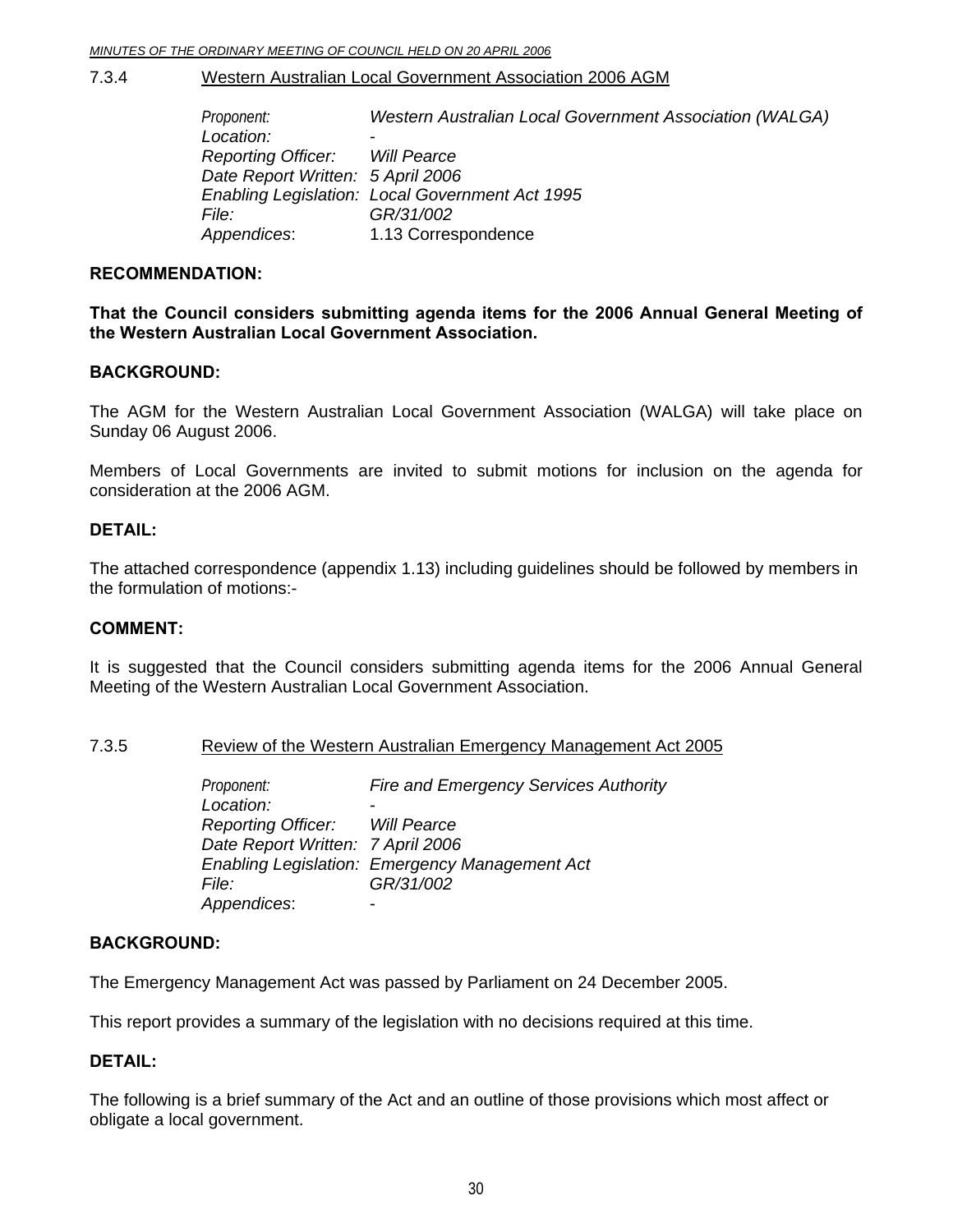### 7.3.4 Western Australian Local Government Association 2006 AGM

*Proponent:* *Western Australian Local Government Association (WALGA)*
*Location:* -
*Reporting Officer:* *Will Pearce*
*Date Report Written:* *5 April 2006*
*Enabling Legislation:* *Local Government Act 1995*
*File:* *GR/31/002*
*Appendices*: 1.13 Correspondence

**RECOMMENDATION:**

**That the Council considers submitting agenda items for the 2006 Annual General Meeting of the Western Australian Local Government Association.**

**BACKGROUND:**

The AGM for the Western Australian Local Government Association (WALGA) will take place on Sunday 06 August 2006.

Members of Local Governments are invited to submit motions for inclusion on the agenda for consideration at the 2006 AGM.

**DETAIL:**

The attached correspondence (appendix 1.13) including guidelines should be followed by members in the formulation of motions:-

**COMMENT:**

It is suggested that the Council considers submitting agenda items for the 2006 Annual General Meeting of the Western Australian Local Government Association.

### 7.3.5 Review of the Western Australian Emergency Management Act 2005

*Proponent:* *Fire and Emergency Services Authority*
*Location:* -
*Reporting Officer:* *Will Pearce*
*Date Report Written:* *7 April 2006*
*Enabling Legislation:* *Emergency Management Act*
*File:* *GR/31/002*
*Appendices*: -

**BACKGROUND:**

The Emergency Management Act was passed by Parliament on 24 December 2005.

This report provides a summary of the legislation with no decisions required at this time.

**DETAIL:**

The following is a brief summary of the Act and an outline of those provisions which most affect or obligate a local government.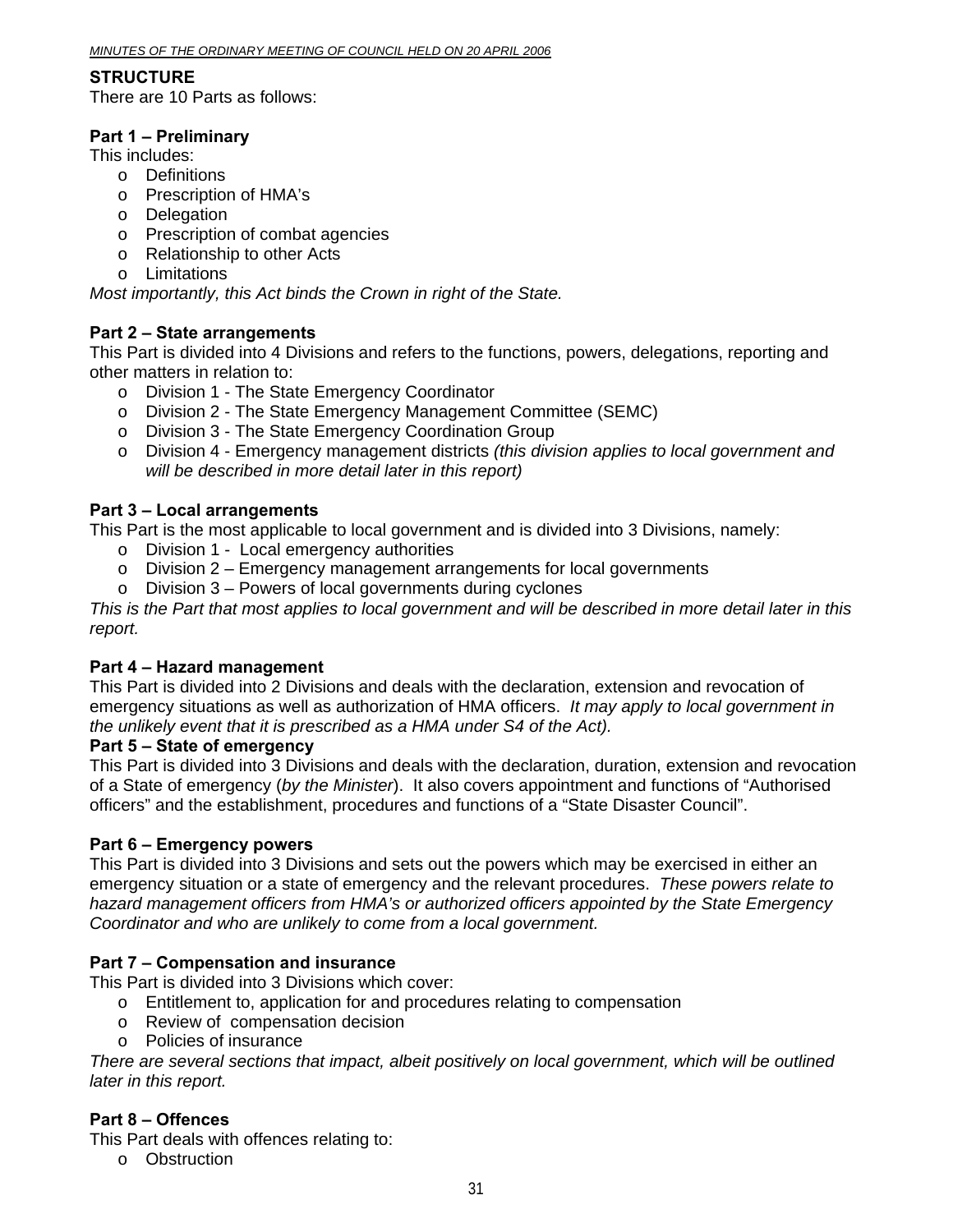**STRUCTURE**

There are 10 Parts as follows:

**Part 1 – Preliminary**

This includes:

- Definitions
- Prescription of HMA's
- Delegation
- Prescription of combat agencies
- Relationship to other Acts
- Limitations

*Most importantly, this Act binds the Crown in right of the State.*

**Part 2 – State arrangements**

This Part is divided into 4 Divisions and refers to the functions, powers, delegations, reporting and other matters in relation to:

- Division 1 - The State Emergency Coordinator
- Division 2 - The State Emergency Management Committee (SEMC)
- Division 3 - The State Emergency Coordination Group
- Division 4 - Emergency management districts *(this division applies to local government and will be described in more detail later in this report)*

**Part 3 – Local arrangements**

This Part is the most applicable to local government and is divided into 3 Divisions, namely:

- Division 1 - Local emergency authorities
- Division 2 – Emergency management arrangements for local governments
- Division 3 – Powers of local governments during cyclones

*This is the Part that most applies to local government and will be described in more detail later in this report.*

**Part 4 – Hazard management**

This Part is divided into 2 Divisions and deals with the declaration, extension and revocation of emergency situations as well as authorization of HMA officers. *It may apply to local government in the unlikely event that it is prescribed as a HMA under S4 of the Act).*

**Part 5 – State of emergency**

This Part is divided into 3 Divisions and deals with the declaration, duration, extension and revocation of a State of emergency (*by the Minister*). It also covers appointment and functions of "Authorised officers" and the establishment, procedures and functions of a "State Disaster Council".

**Part 6 – Emergency powers**

This Part is divided into 3 Divisions and sets out the powers which may be exercised in either an emergency situation or a state of emergency and the relevant procedures. *These powers relate to hazard management officers from HMA's or authorized officers appointed by the State Emergency Coordinator and who are unlikely to come from a local government.*

**Part 7 – Compensation and insurance**

This Part is divided into 3 Divisions which cover:

- Entitlement to, application for and procedures relating to compensation
- Review of compensation decision
- Policies of insurance

*There are several sections that impact, albeit positively on local government, which will be outlined later in this report.*

**Part 8 – Offences**

This Part deals with offences relating to:

- Obstruction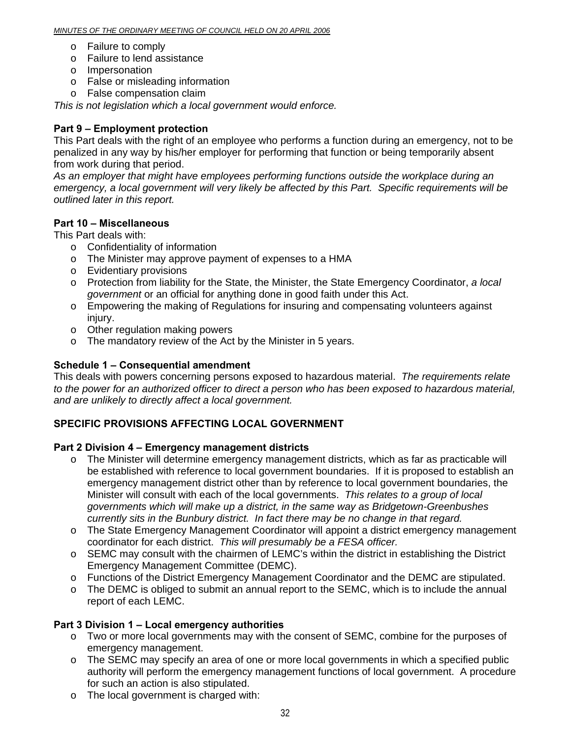- Failure to comply
- Failure to lend assistance
- Impersonation
- False or misleading information
- False compensation claim

*This is not legislation which a local government would enforce.*

**Part 9 – Employment protection**

This Part deals with the right of an employee who performs a function during an emergency, not to be penalized in any way by his/her employer for performing that function or being temporarily absent from work during that period.

*As an employer that might have employees performing functions outside the workplace during an emergency, a local government will very likely be affected by this Part. Specific requirements will be outlined later in this report.*

**Part 10 – Miscellaneous**

This Part deals with:

- Confidentiality of information
- The Minister may approve payment of expenses to a HMA
- Evidentiary provisions
- Protection from liability for the State, the Minister, the State Emergency Coordinator, *a local government* or an official for anything done in good faith under this Act.
- Empowering the making of Regulations for insuring and compensating volunteers against injury.
- Other regulation making powers
- The mandatory review of the Act by the Minister in 5 years.

**Schedule 1 – Consequential amendment**

This deals with powers concerning persons exposed to hazardous material. *The requirements relate to the power for an authorized officer to direct a person who has been exposed to hazardous material, and are unlikely to directly affect a local government.*

**SPECIFIC PROVISIONS AFFECTING LOCAL GOVERNMENT**

**Part 2 Division 4 – Emergency management districts**

- The Minister will determine emergency management districts, which as far as practicable will be established with reference to local government boundaries. If it is proposed to establish an emergency management district other than by reference to local government boundaries, the Minister will consult with each of the local governments. *This relates to a group of local governments which will make up a district, in the same way as Bridgetown-Greenbushes currently sits in the Bunbury district. In fact there may be no change in that regard.*
- The State Emergency Management Coordinator will appoint a district emergency management coordinator for each district. *This will presumably be a FESA officer.*
- SEMC may consult with the chairmen of LEMC's within the district in establishing the District Emergency Management Committee (DEMC).
- Functions of the District Emergency Management Coordinator and the DEMC are stipulated.
- The DEMC is obliged to submit an annual report to the SEMC, which is to include the annual report of each LEMC.

**Part 3 Division 1 – Local emergency authorities**

- Two or more local governments may with the consent of SEMC, combine for the purposes of emergency management.
- The SEMC may specify an area of one or more local governments in which a specified public authority will perform the emergency management functions of local government. A procedure for such an action is also stipulated.
- The local government is charged with: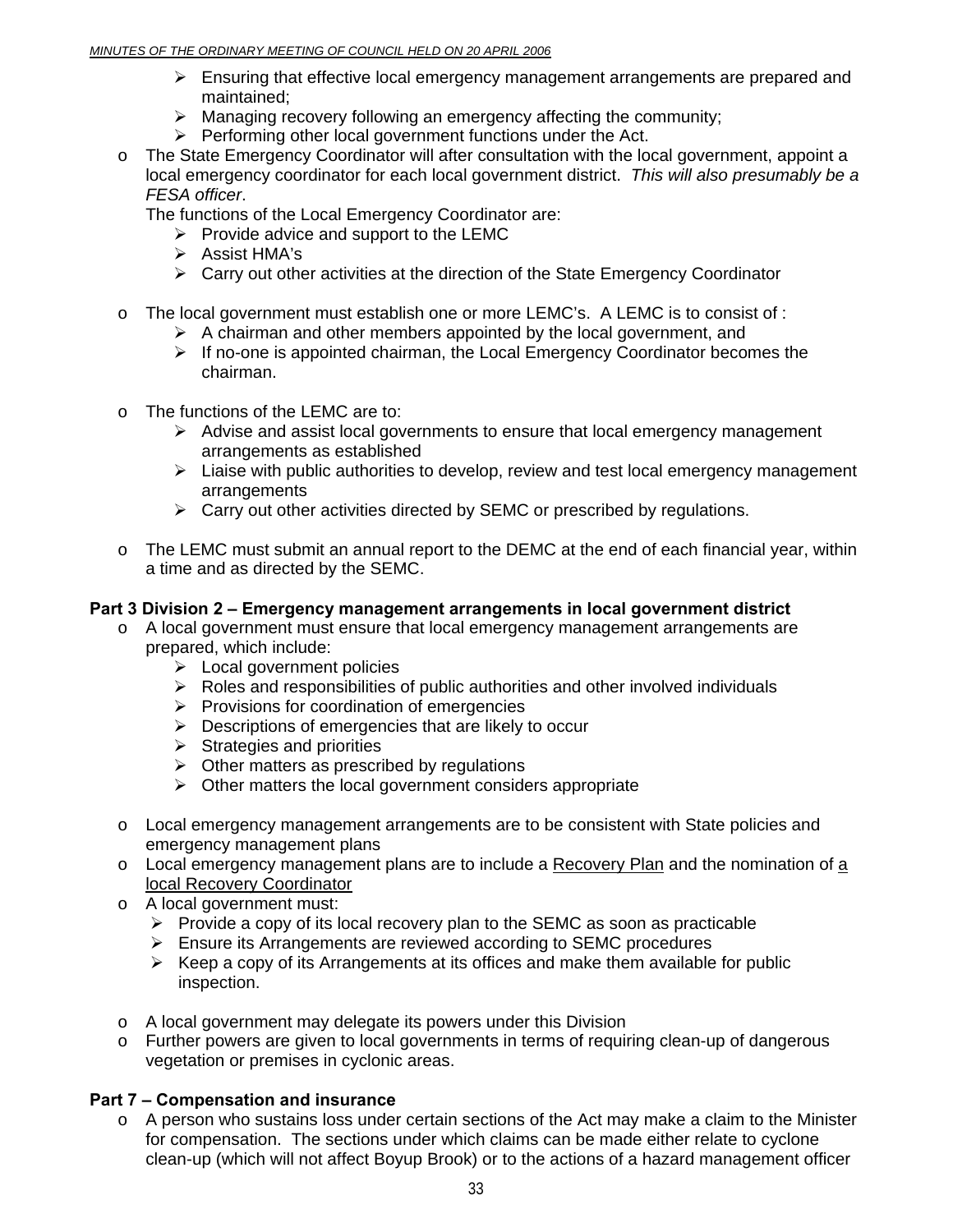- Ensuring that effective local emergency management arrangements are prepared and maintained;
  - Managing recovery following an emergency affecting the community;
  - Performing other local government functions under the Act.
- The State Emergency Coordinator will after consultation with the local government, appoint a local emergency coordinator for each local government district. *This will also presumably be a FESA officer*.

  The functions of the Local Emergency Coordinator are:
  - Provide advice and support to the LEMC
  - Assist HMA's
  - Carry out other activities at the direction of the State Emergency Coordinator

- The local government must establish one or more LEMC's. A LEMC is to consist of :
  - A chairman and other members appointed by the local government, and
  - If no-one is appointed chairman, the Local Emergency Coordinator becomes the chairman.

- The functions of the LEMC are to:
  - Advise and assist local governments to ensure that local emergency management arrangements as established
  - Liaise with public authorities to develop, review and test local emergency management arrangements
  - Carry out other activities directed by SEMC or prescribed by regulations.

- The LEMC must submit an annual report to the DEMC at the end of each financial year, within a time and as directed by the SEMC.

**Part 3 Division 2 – Emergency management arrangements in local government district**

- A local government must ensure that local emergency management arrangements are prepared, which include:
  - Local government policies
  - Roles and responsibilities of public authorities and other involved individuals
  - Provisions for coordination of emergencies
  - Descriptions of emergencies that are likely to occur
  - Strategies and priorities
  - Other matters as prescribed by regulations
  - Other matters the local government considers appropriate

- Local emergency management arrangements are to be consistent with State policies and emergency management plans
- Local emergency management plans are to include a <u>Recovery Plan</u> and the nomination of <u>a local Recovery Coordinator</u>
- A local government must:
  - Provide a copy of its local recovery plan to the SEMC as soon as practicable
  - Ensure its Arrangements are reviewed according to SEMC procedures
  - Keep a copy of its Arrangements at its offices and make them available for public inspection.

- A local government may delegate its powers under this Division
- Further powers are given to local governments in terms of requiring clean-up of dangerous vegetation or premises in cyclonic areas.

**Part 7 – Compensation and insurance**

- A person who sustains loss under certain sections of the Act may make a claim to the Minister for compensation. The sections under which claims can be made either relate to cyclone clean-up (which will not affect Boyup Brook) or to the actions of a hazard management officer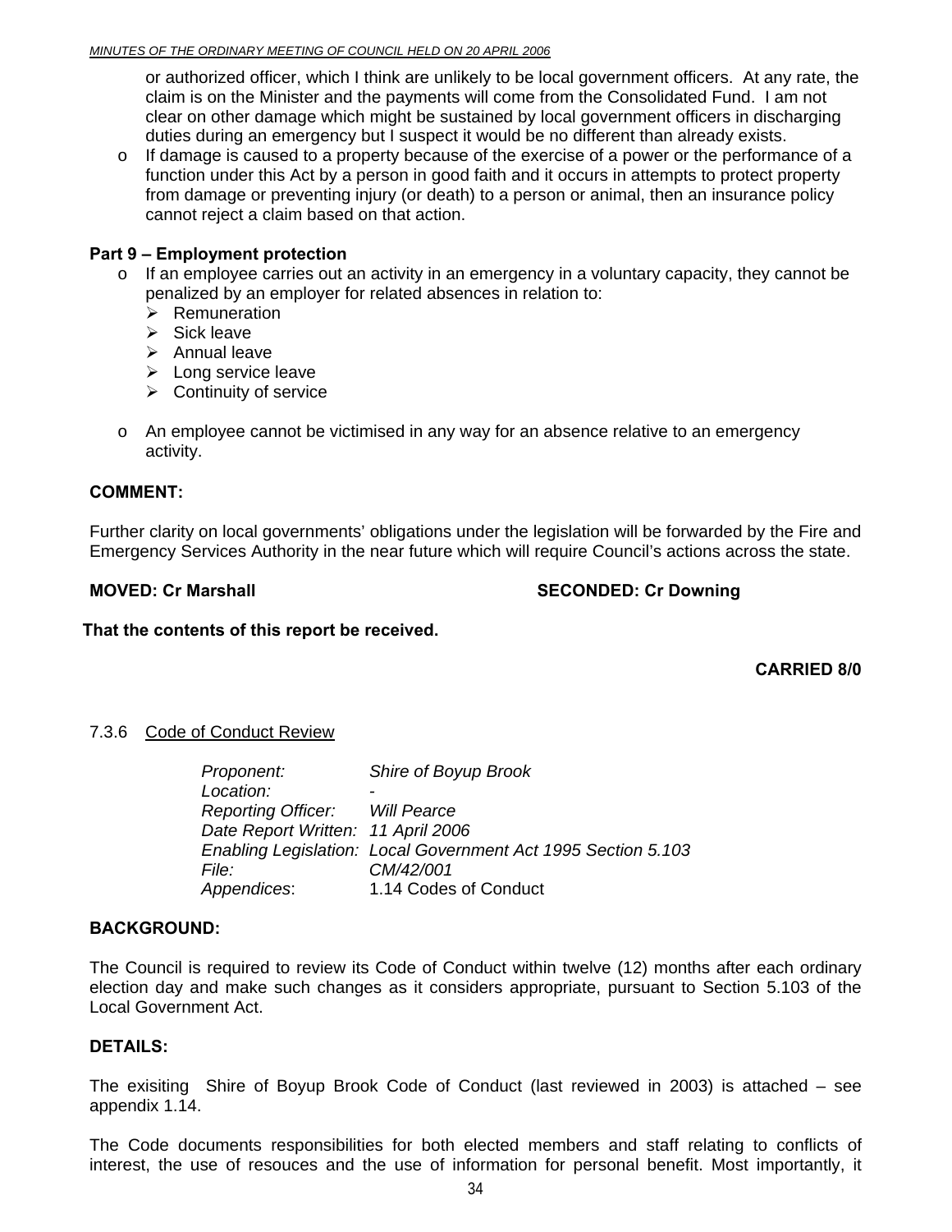or authorized officer, which I think are unlikely to be local government officers. At any rate, the claim is on the Minister and the payments will come from the Consolidated Fund. I am not clear on other damage which might be sustained by local government officers in discharging duties during an emergency but I suspect it would be no different than already exists.

- If damage is caused to a property because of the exercise of a power or the performance of a function under this Act by a person in good faith and it occurs in attempts to protect property from damage or preventing injury (or death) to a person or animal, then an insurance policy cannot reject a claim based on that action.

**Part 9 – Employment protection**

- If an employee carries out an activity in an emergency in a voluntary capacity, they cannot be penalized by an employer for related absences in relation to:
  - Remuneration
  - Sick leave
  - Annual leave
  - Long service leave
  - Continuity of service

- An employee cannot be victimised in any way for an absence relative to an emergency activity.

**COMMENT:**

Further clarity on local governments' obligations under the legislation will be forwarded by the Fire and Emergency Services Authority in the near future which will require Council's actions across the state.

**MOVED: Cr Marshall** **SECONDED: Cr Downing**

**That the contents of this report be received.**

**CARRIED 8/0**

7.3.6 Code of Conduct Review

| | |
|---|---|
| *Proponent:* | *Shire of Boyup Brook* |
| *Location:* | - |
| *Reporting Officer:* | *Will Pearce* |
| *Date Report Written:* | *11 April 2006* |
| *Enabling Legislation:* | *Local Government Act 1995 Section 5.103* |
| *File:* | *CM/42/001* |
| *Appendices*: | 1.14 Codes of Conduct |

**BACKGROUND:**

The Council is required to review its Code of Conduct within twelve (12) months after each ordinary election day and make such changes as it considers appropriate, pursuant to Section 5.103 of the Local Government Act.

**DETAILS:**

The exisiting Shire of Boyup Brook Code of Conduct (last reviewed in 2003) is attached – see appendix 1.14.

The Code documents responsibilities for both elected members and staff relating to conflicts of interest, the use of resouces and the use of information for personal benefit. Most importantly, it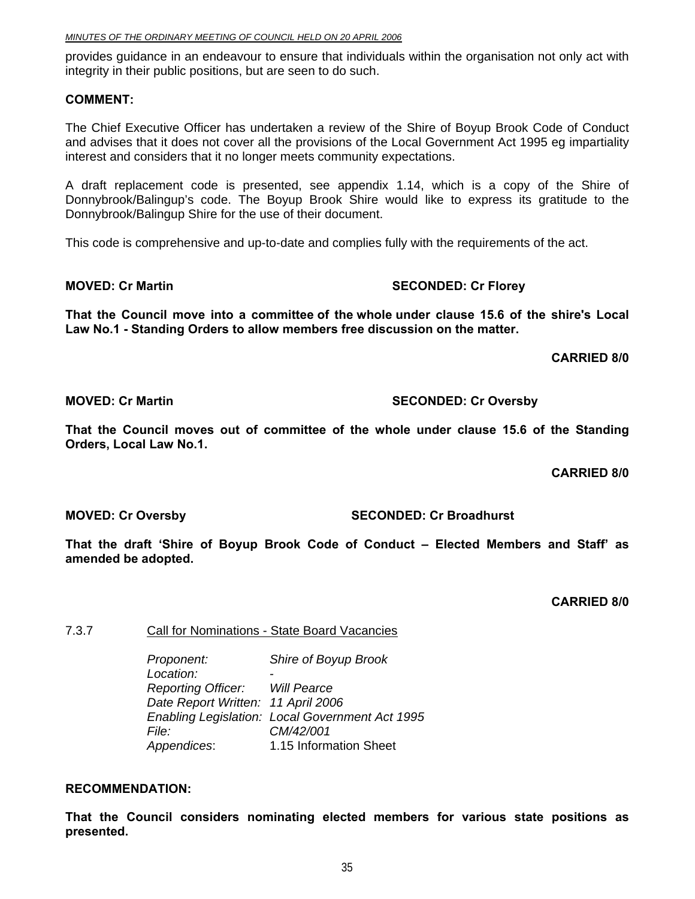provides guidance in an endeavour to ensure that individuals within the organisation not only act with integrity in their public positions, but are seen to do such.

**COMMENT:**

The Chief Executive Officer has undertaken a review of the Shire of Boyup Brook Code of Conduct and advises that it does not cover all the provisions of the Local Government Act 1995 eg impartiality interest and considers that it no longer meets community expectations.

A draft replacement code is presented, see appendix 1.14, which is a copy of the Shire of Donnybrook/Balingup's code. The Boyup Brook Shire would like to express its gratitude to the Donnybrook/Balingup Shire for the use of their document.

This code is comprehensive and up-to-date and complies fully with the requirements of the act.

**MOVED: Cr Martin** **SECONDED: Cr Florey**

**That the Council move into a committee of the whole under clause 15.6 of the shire's Local Law No.1 - Standing Orders to allow members free discussion on the matter.**

**CARRIED 8/0**

**MOVED: Cr Martin** **SECONDED: Cr Oversby**

**That the Council moves out of committee of the whole under clause 15.6 of the Standing Orders, Local Law No.1.**

**CARRIED 8/0**

**MOVED: Cr Oversby** **SECONDED: Cr Broadhurst**

**That the draft 'Shire of Boyup Brook Code of Conduct – Elected Members and Staff' as amended be adopted.**

**CARRIED 8/0**

### 7.3.7 Call for Nominations - State Board Vacancies

*Proponent:* *Shire of Boyup Brook*
*Location:* -
*Reporting Officer:* *Will Pearce*
*Date Report Written:* *11 April 2006*
*Enabling Legislation:* *Local Government Act 1995*
*File:* *CM/42/001*
*Appendices*: 1.15 Information Sheet

**RECOMMENDATION:**

**That the Council considers nominating elected members for various state positions as presented.**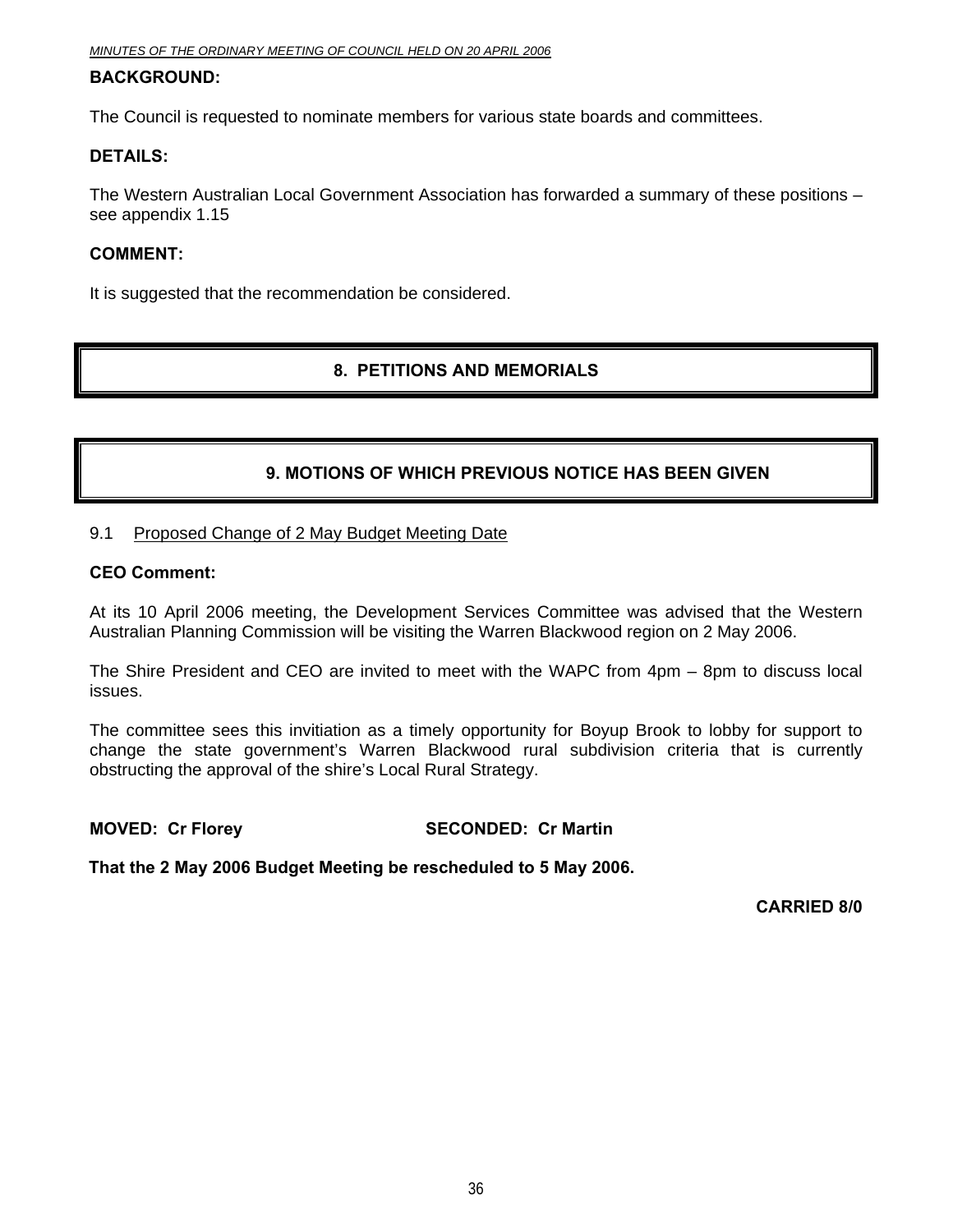**BACKGROUND:**

The Council is requested to nominate members for various state boards and committees.

**DETAILS:**

The Western Australian Local Government Association has forwarded a summary of these positions – see appendix 1.15

**COMMENT:**

It is suggested that the recommendation be considered.

## 8. PETITIONS AND MEMORIALS

## 9. MOTIONS OF WHICH PREVIOUS NOTICE HAS BEEN GIVEN

9.1 Proposed Change of 2 May Budget Meeting Date

**CEO Comment:**

At its 10 April 2006 meeting, the Development Services Committee was advised that the Western Australian Planning Commission will be visiting the Warren Blackwood region on 2 May 2006.

The Shire President and CEO are invited to meet with the WAPC from 4pm – 8pm to discuss local issues.

The committee sees this invitiation as a timely opportunity for Boyup Brook to lobby for support to change the state government's Warren Blackwood rural subdivision criteria that is currently obstructing the approval of the shire's Local Rural Strategy.

**MOVED: Cr Florey SECONDED: Cr Martin**

**That the 2 May 2006 Budget Meeting be rescheduled to 5 May 2006.**

**CARRIED 8/0**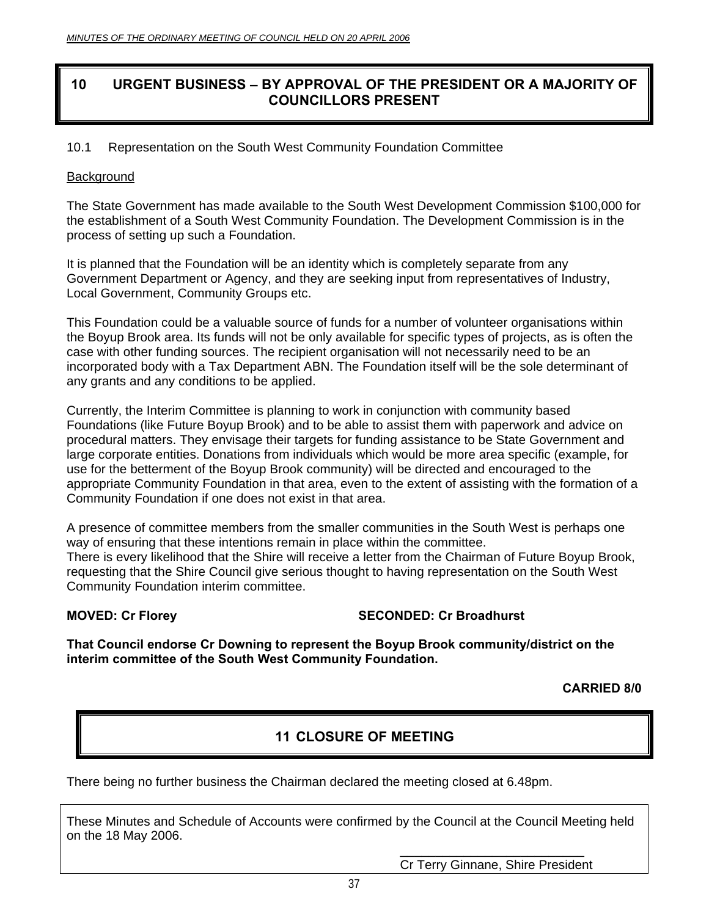# 10 URGENT BUSINESS – BY APPROVAL OF THE PRESIDENT OR A MAJORITY OF COUNCILLORS PRESENT

10.1 Representation on the South West Community Foundation Committee

Background

The State Government has made available to the South West Development Commission $100,000 for the establishment of a South West Community Foundation. The Development Commission is in the process of setting up such a Foundation.

It is planned that the Foundation will be an identity which is completely separate from any Government Department or Agency, and they are seeking input from representatives of Industry, Local Government, Community Groups etc.

This Foundation could be a valuable source of funds for a number of volunteer organisations within the Boyup Brook area. Its funds will not be only available for specific types of projects, as is often the case with other funding sources. The recipient organisation will not necessarily need to be an incorporated body with a Tax Department ABN. The Foundation itself will be the sole determinant of any grants and any conditions to be applied.

Currently, the Interim Committee is planning to work in conjunction with community based Foundations (like Future Boyup Brook) and to be able to assist them with paperwork and advice on procedural matters. They envisage their targets for funding assistance to be State Government and large corporate entities. Donations from individuals which would be more area specific (example, for use for the betterment of the Boyup Brook community) will be directed and encouraged to the appropriate Community Foundation in that area, even to the extent of assisting with the formation of a Community Foundation if one does not exist in that area.

A presence of committee members from the smaller communities in the South West is perhaps one way of ensuring that these intentions remain in place within the committee.
There is every likelihood that the Shire will receive a letter from the Chairman of Future Boyup Brook, requesting that the Shire Council give serious thought to having representation on the South West Community Foundation interim committee.

**MOVED: Cr Florey** **SECONDED: Cr Broadhurst**

**That Council endorse Cr Downing to represent the Boyup Brook community/district on the interim committee of the South West Community Foundation.**

**CARRIED 8/0**

# 11 CLOSURE OF MEETING

There being no further business the Chairman declared the meeting closed at 6.48pm.

These Minutes and Schedule of Accounts were confirmed by the Council at the Council Meeting held on the 18 May 2006.

\_\_\_\_\_\_\_\_\_\_\_\_\_\_\_\_\_\_\_\_\_\_\_\_\_\_\_

Cr Terry Ginnane, Shire President